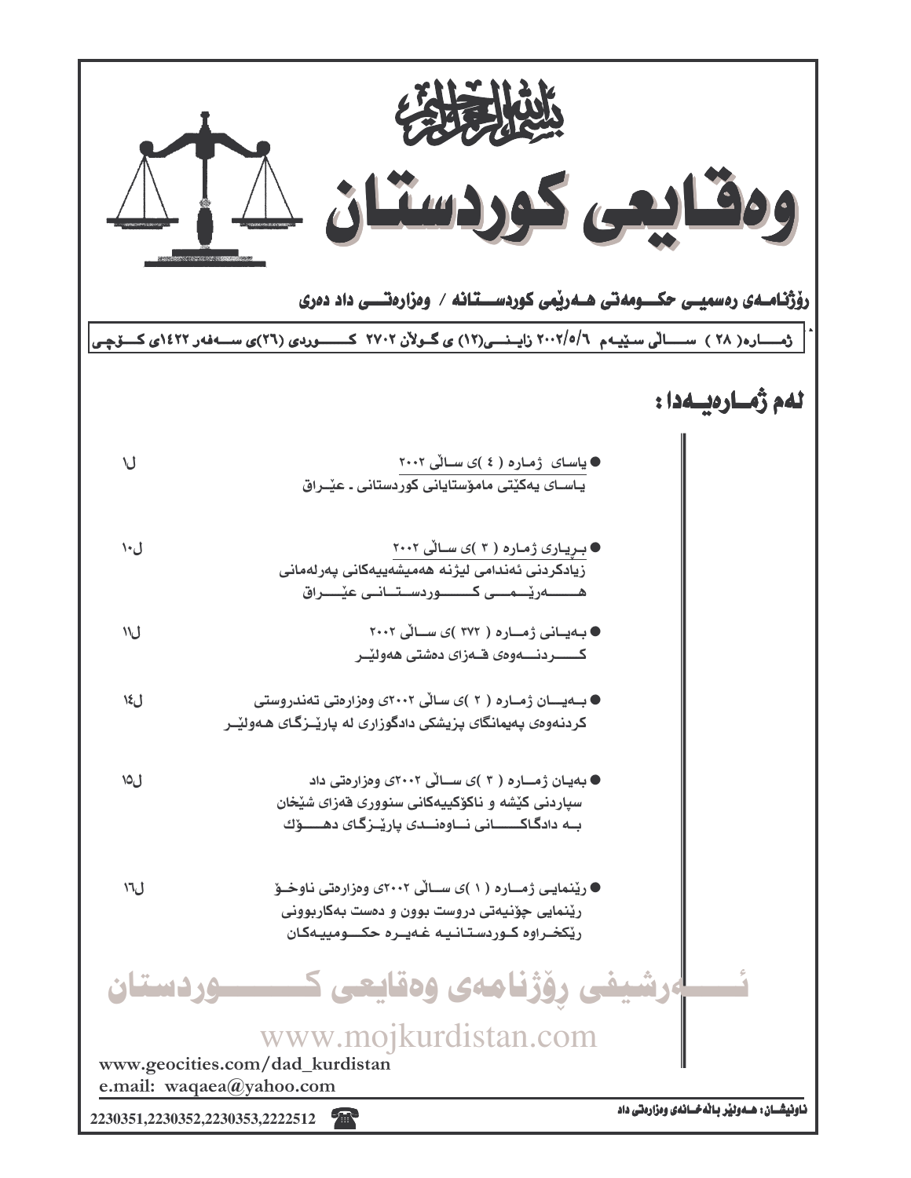بسم الله الرحمن الرحيم

# وەقایعی کوردستان

رۆژنامەی رەسمیی حکومەتی هەرێمی کوردستانە / وەزارەتی داد دەری

ژمارە( ٢٨ ) سالی سێیەم ٢٠٠٢/٥/٦ زاینی(١٢) ی گولان ٢٧٠٢ کوردی (٢٦)ی سەفەر ١٤٢٣ی کۆچی

## لەم ژمارەیەدا :

- ● یاسای ژمارە ( ٤ )ی سالی ٢٠٠٢ — ل١
  یاسای یەکێتی مامۆستایانی کوردستانی ـ عێراق

- ● بڕیاری ژمارە ( ٣ )ی سالی ٢٠٠٢ — ل١٠
  زیادکردنی ئەندامی لیژنە هەمیشەییەکانی پەرلەمانی هەرێمی کوردستانی عێراق

- ● بەیانی ژمارە ( ٣٧٢ )ی سالی ٢٠٠٢ — ل١١
  کردنەوەی قەزای دەشتی هەولێر

- ● بەیان ژمارە ( ٢ )ی سالی ٢٠٠٢ی وەزارەتی تەندروستی — ل١٤
  کردنەوەی پەیمانگای پزیشکی دادگوزاری لە پارێزگای هەولێر

- ● بەیان ژمارە ( ٣ )ی سالی ٢٠٠٢ی وەزارەتی داد — ل١٥
  سپاردنی کێشە و ناکۆکییەکانی سنووری قەزای شێخان بە دادگاکانی ناوەندی پارێزگای دهۆك

- ● رێنمایی ژمارە ( ١ )ی سالی ٢٠٠٢ی وەزارەتی ناوخۆ — ل١٦
  رێنمایی چۆنیەتی دروست بوون و دەست بەکاربوونی رێکخراوە کوردستانیە غەیرە حکومییەکان

ئەرشیفی رۆژنامەی وەقایعی کوردستان

www.mojkurdistan.com

www.geocities.com/dad_kurdistan
e.mail: waqaea@yahoo.com

2230351,2230352,2230353,2222512

ناونیشان: هەولێر بالەخانەی وەزارەتی داد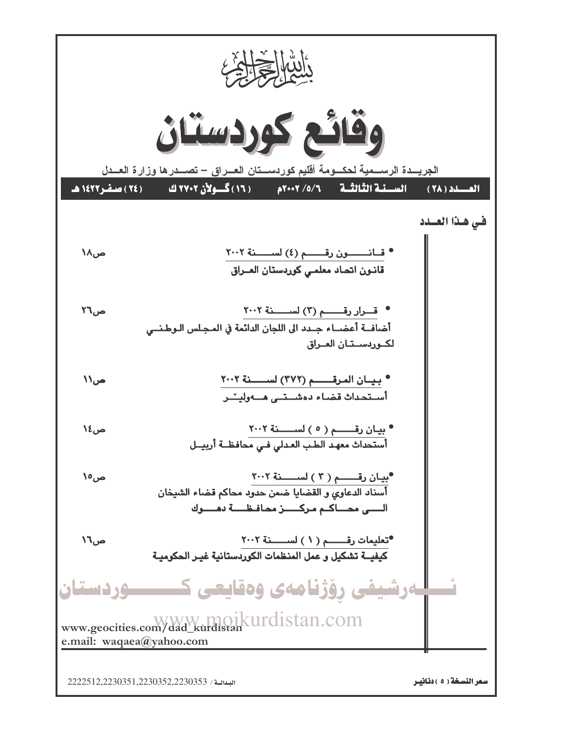بسم الله الرحمن الرحيم

# وقائع كوردستان

الجريدة الرسمية لحكومة أقليم كوردستان العراق – تصدرها وزارة العدل

العدد (٢٨) | السنة الثالثة | ٦/٥/ ٢٠٠٢م | (١٦) گولان ٢٧٠٢ ك | (٢٤) صفر ١٤٢٢ هـ

## في هذا العدد

- **قانون رقم (٤) لسنة ٢٠٠٢** — ص١٨
  قانون اتحاد معلمي كوردستان العراق

- **قرار رقم (٣) لسنة ٢٠٠٢** — ص٢٦
  أضافة أعضاء جدد الى اللجان الدائمة في المجلس الوطني لكوردستان العراق

- **بيان المرقم (٣٧٢) لسنة ٢٠٠٢** — ص١١
  أستحداث قضاء دەشتی هەولێر

- **بيان رقم ( ٥ ) لسنة ٢٠٠٢** — ص١٤
  أستحداث معهد الطب العدلي في محافظة أربيل

- **بيان رقم ( ٣ ) لسنة ٢٠٠٢** — ص١٥
  أسناد الدعاوي و القضايا ضمن حدود محاكم قضاء الشيخان الى محاكم مركز محافظة دهوك

- **تعليمات رقم ( ١ ) لسنة ٢٠٠٢** — ص١٦
  كيفية تشكيل و عمل المنظمات الكوردستانية غير الحكومية

ئەرشیفی رۆژنامەی وەقایعی کوردستان

www.mojkurdistan.com

www.geocities.com/dad_kurdistan
e.mail: waqaea@yahoo.com

سعر النسخة ( ٥ ) دنانير

البدالة / 2222512,2230351,2230352,2230353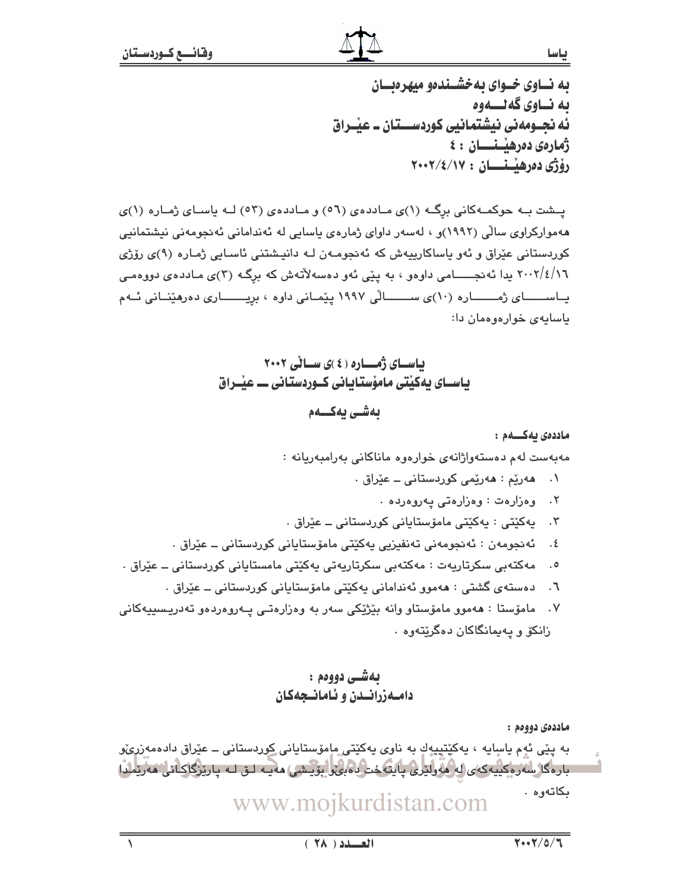به نــاوى خــواى به‌خشــنده‌و میهره‌بــان
به نــاوى گه‌لـــه‌وه
ئه‌ نجـومه‌نى نیشتمانیى كوردســـتان ـ عێــراق
ژماره‌ى ده‌رهێــنـــان : ٤
رۆژى ده‌رهێـنـــان : ٢٠٠٢/٤/١٧

پـشت بـه‌ حوكمـه‌كانى برگـه‌ (١)ى مـادده‌ى (٥٦) و مـادده‌ى (٥٣) لـه‌ یاسـاى ژمـاره‌ (١)ى هه‌مواركراوى ساڵى (١٩٩٢)و ، له‌سه‌ر داواى ژماره‌ى یاسایى له‌ ئه‌ندامانى ئه‌نجومه‌نى نیشتمانیى كوردستانى عێراق و ئه‌و یاساكارییه‌ش كه‌ ئه‌نجومـه‌ن لـه‌ دانیـشتنى ئاسـایى ژمـاره‌ (٩)ى رۆژى ٢٠٠٢/٤/١٦ یدا ئه‌نجـــــامى داوه‌و ، به‌ پێى ئه‌و ده‌سه‌ڵاته‌ش كه‌ برگـه‌ (٣)ى مـادده‌ى دووه‌مـى یـاســـــاى ژمـــــاره‌ (١٠)ى ســــاڵى ١٩٩٧ پێمـانى داوه‌ ، بریـــــارى ده‌رهێنـانى ئـه‌م یاسایه‌ى خواره‌وه‌مان دا:

## یاسـاى ژمــاره‌ (٤)ى سـاڵى ٢٠٠٢
## یاسـاى یه‌كێتى مامۆستایانى كـوردستانى ـــ عێـراق

### به‌شــى یه‌كـــه‌م

**مادده‌ى یه‌كـــه‌م :**

مه‌به‌ست له‌م ده‌سته‌واژانه‌ى خواره‌وه‌ ماناكانى به‌رامبه‌ریانه‌ :

١. هه‌رێم : هه‌رێمى كوردستانى ـ عێراق .
٢. وه‌زاره‌ت : وه‌زاره‌تى په‌روه‌رده‌ .
٣. یه‌كێتى : یه‌كێتى مامۆستایانى كوردستانى ـ عێراق .
٤. ئه‌نجومه‌ن : ئه‌نجومه‌نى ته‌نفیزیى یه‌كێتى مامۆستایانى كوردستانى ـ عێراق .
٥. مه‌كته‌بى سكرتاریه‌ت : مه‌كته‌بى سكرتاریه‌تى یه‌كێتى مامستایانى كوردستانى ـ عێراق .
٦. ده‌سته‌ى گشتى : هه‌موو ئه‌ندامانى یه‌كێتى مامۆستایانى كوردستانى ـ عێراق .
٧. مامۆستا : هه‌موو مامۆستاو وانه‌ بێژێكى سه‌ر به‌ وه‌زاره‌تـى پـه‌روه‌رده‌و ته‌دریـسییه‌كانى زانكۆ و په‌یمانگاكان ده‌گرێته‌وه‌ .

### به‌شــى دووه‌م :
### دامــه‌زرانــدن و ئامانــجه‌كان

**مادده‌ى دووه‌م :**

به‌ پێى ئه‌م یاسایه‌ ، یه‌كێتییه‌ك به‌ ناوى یه‌كێتى مامۆستایانى كوردستانى ـ عێراق داده‌مه‌زرێو باره‌گا سه‌ره‌كییه‌كه‌ى له‌ هه‌ولێرى پایته‌خت ده‌بێو بۆیـشى هه‌یـه‌ لـق لـه‌ پارێزگاكانى هه‌رێمدا بكاته‌وه‌ .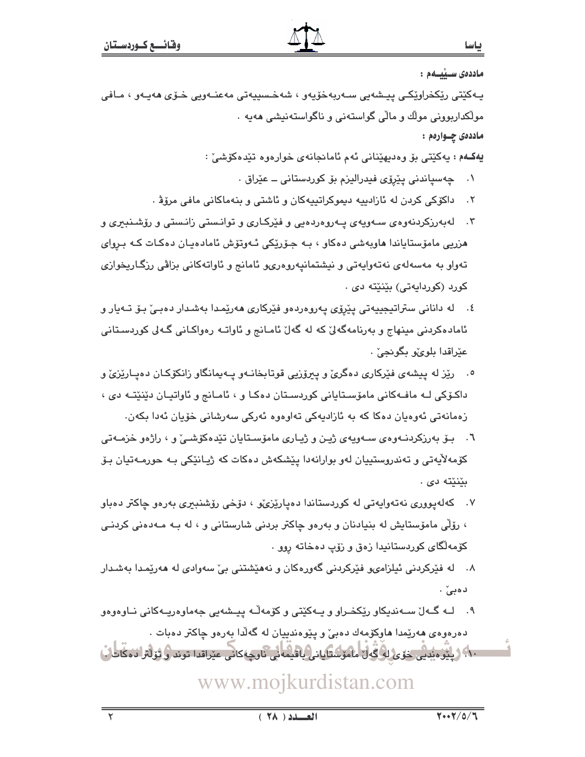**ماددەی سـێیـەم :**

یـەکێتی ڕێکخراوێکـی پیـشەیی سـەربەخۆیەو ، شەخـسییەتی مەعنـەویی خـۆی هەیـەو ، مـافی موڵکداربوونی موڵك و ماڵی گواستەنی و ناگواستەنیشی هەیە .

**ماددەی چـوارەم :**

**یەکـەم :** یەکێتی بۆ وەدیهێنانی ئەم ئامانجانەی خوارەوە تێدەکۆشێ :

١. چەسپاندنی پێڕۆی فیدرالیزم بۆ کوردستانی ــ عێراق .
٢. داکۆکی کردن لە ئازادییە دیموکراتییەکان و ئاشتی و بنەماکانی مافی مرۆڤ .
٣. لەبەرزکردنەوەی سـەویەی پـەروەردەیی و فێرکـاری و توانـستی زانـستی و ڕۆشـنبیری و هزریی مامۆستایاندا هاوبەشی دەکاو ، بـە جـۆرێکی ئـەوتۆش ئامادەیـان دەکـات کـە بـڕوای تەواو بە مەسەلەی نەتەوایەتی و نیشتمانپەروەریو ئامانج و ئاواتەکانی بزاڤی ڕزگـاریخوازی کورد (کوردایەتی) بێنێتە دی .
٤. لە دانانی ستراتیجییەتی پێڕۆی پەروەردەو فێرکاری هەرێمدا بەشـدار دەبـێ بـۆ تـەیار و ئامادەکردنی مینهاج و بەرنامەگەلێ کە لە گەڵ ئامـانج و ئاواتـە ڕەواکـانی گـەلی کوردسـتانی عێراقدا بلوێو بگونجێ .
٥. ڕێز لە پیشەی فێرکاری دەگرێ و پیرۆزیی قوتابخانـەو پـەیمانگاو زانکۆکـان دەپـارێزێ و داکـۆکی لـە مافـەکانی مامۆسـتایانی کوردسـتان دەکـا و ، ئامـانج و ئاواتیـان دێنێتـە دی ، زەمانەتی ئەوەیان دەکا کە بە ئازادیەکی تەاوەوە ئەرکی سەرشانی خۆیان ئەدا بکەن.
٦. بـۆ بەرزکردنـەوەی سـەویەی ژیـن و ژیـاری مامۆسـتایان تێدەکۆشـێ و ، ڕاژەو خزمـەتی کۆمەلأیەتی و تەندروستییان لەو بوارانەدا پێشکەش دەکات کە ژیـانێکی بـە حورمـەتیان بـۆ بێنێتە دی .
٧. کەلەپووری نەتەوایەتی لە کوردستاندا دەپارێزێو ، دۆخی ڕۆشنبیری بەرەو چاکتر دەباو ، ڕۆڵی مامۆستایش لە بنیادنان و بەرەو چاکتر بردنی شارستانی و ، لە بـە مـەدەنی کردنـی کۆمەڵگای کوردستانیدا زەق و زۆپ دەخاتە ڕوو .
٨. لە فێرکردنی ئیلزامیو فێرکردنی گەورەکان و نەهێشتنی بێ سەوادی لە هەرێمدا بەشـدار دەبێ .
٩. لــە گــەڵ ســەندیکاو ڕێکخـراو و یـەکێتی و کۆمەڵـە پیـشەیی جەماوەریـەکانی نـاوەوەو دەرەوەی هەرێمدا هاوکۆمەك دەبێ و پێوەندییان لە گەڵدا بەرەو چاکتر دەبات .
١٠. پێوەندیی خۆی لە گەڵ مامۆستایانی باقیمەنی ناوچەکانی عێراقدا توند و تۆڵتر دەکات .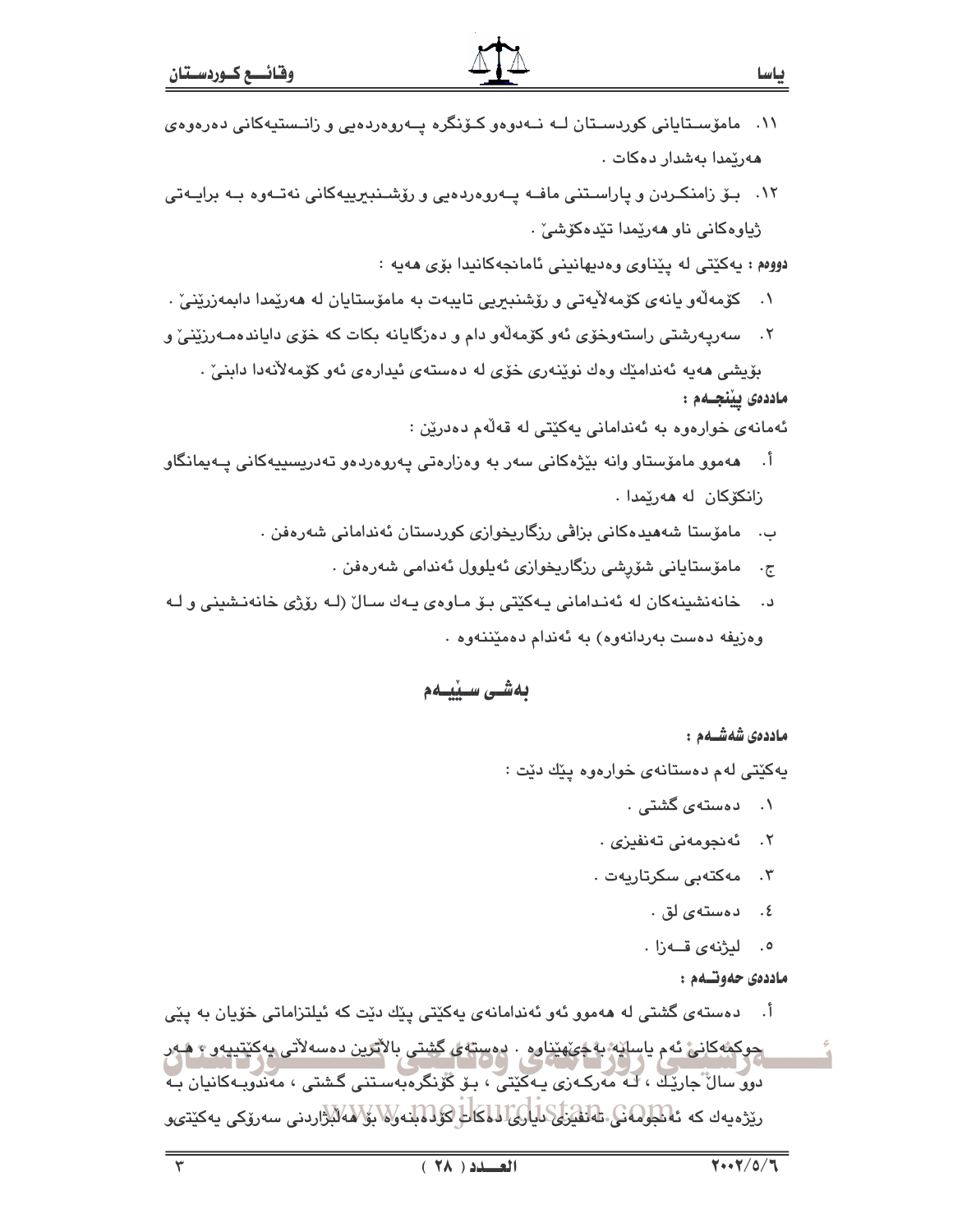١١. مامۆستایانی کوردستان لە نەدوەو کۆنگرە پەروەردەیی و زانستیەکانی دەرەوەی هەرێمدا بەشدار دەکات .

١٢. بۆ زامنکردن و پاراستنی مافە پەروەردەیی و رۆشنبیرییەکانی نەتەوە بە برایەتی ژیاوەکانی ناو هەرێمدا تێدەکۆشێ .

**دووەم :** یەکێتی لە پێناوی وەدیهانینی ئامانجەکانیدا بۆی هەیە :

١. کۆمەڵەو یانەی کۆمەڵایەتی و رۆشنبیریی تایبەت بە مامۆستایان لە هەرێمدا دابمەزرێنێ .

٢. سەرپەرشتی راستەوخۆی ئەو کۆمەڵەو دام و دەزگایانە بکات کە خۆی دایاندەمەزرێنێ و بۆیشی هەیە ئەندامێك وەك نوێنەری خۆی لە دەستەی ئیدارەی ئەو کۆمەڵانەدا دابنێ .

**ماددەی پێنجەم :**

ئەمانەی خوارەوە بە ئەندامانی یەکێتی لە قەڵەم دەدرێن :

أ. هەموو مامۆستاو وانە بێژەکانی سەر بە وەزارەتی پەروەردەو تەدریسییەکانی پەیمانگاو زانکۆکان لە هەرێمدا .

ب. مامۆستا شەهیدەکانی بزاڤی رزگاریخوازی کوردستان ئەندامانی شەرەفن .

ج. مامۆستایانی شۆڕشی رزگاریخوازی ئەیلوول ئەندامی شەرەفن .

د. خانەنشینەکان لە ئەندامانی یەکێتی بۆ ماوەی یەك ساڵ (لە رۆژی خانەنشینی و لە وەزیفە دەست بەردانەوە) بە ئەندام دەمێننەوە .

## بەشی سێیەم

**ماددەی شەشەم :**

یەکێتی لەم دەستانەی خوارەوە پێك دێت :

١. دەستەی گشتی .

٢. ئەنجومەنی تەنفیزی .

٣. مەکتەبی سکرتاریەت .

٤. دەستەی لق .

٥. لیژنەی قەزا .

**ماددەی حەوتەم :**

أ. دەستەی گشتی لە هەموو ئەو ئەندامانەی یەکێتی پێك دێت کە ئیلتزاماتی خۆیان بە پێی حوکمەکانی ئەم یاسایە بەجێهێناوە . دەستەی گشتی بالاترین دەسەلاتی یەکێتییەو ، هەر دوو ساڵ جارێك ، لە مەرکەزی یەکێتی ، بۆ کۆنگرەبەستنی گشتی ، مەندوبەکانیان بە رێژەیەك کە ئەنجومەنی تەنفیزی دیاری دەکات کۆدەبنەوە بۆ هەڵبژاردنی سەرۆکی یەکێتیو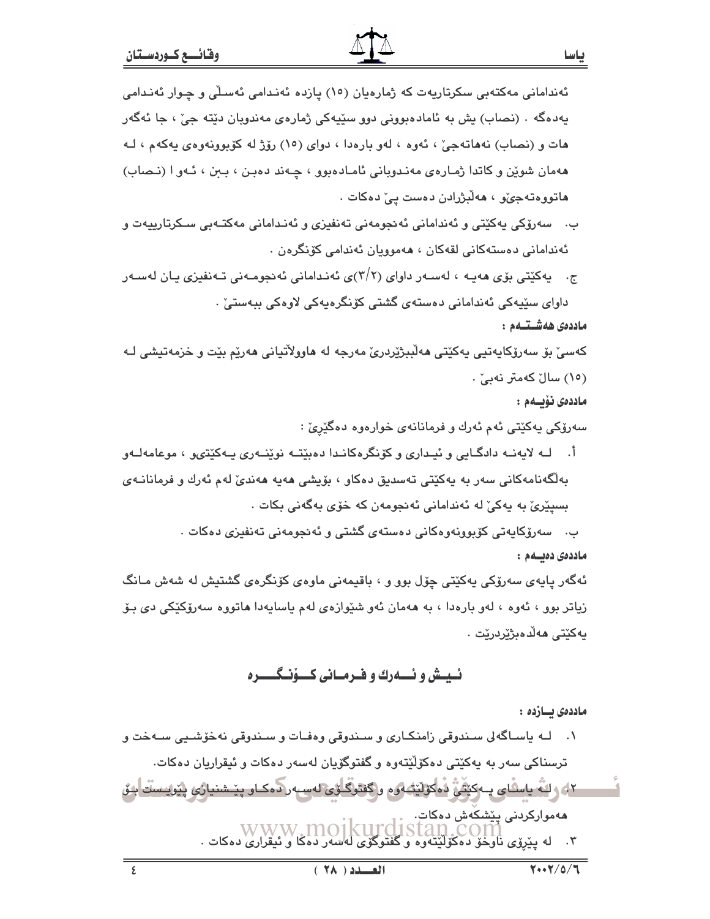ئەندامانی مەکتەبی سکرتاریەت کە ژمارەیان (١٥) پازدە ئەندامی ئەسڵی و چوار ئەندامی یەدەگە . (نصاب) یش بە ئامادەبوونی دوو سێیەکی ژمارەی مەندوبان دێتە جێ ، جا ئەگەر هات و (نصاب) نەهاتەجێ ، ئەوە ، لەو بارەدا ، دوای (١٥) رۆژ لە کۆبوونەوەی یەکەم ، لە هەمان شوێن و کاتدا ژمارەی مەندوبانی ئامادەبوو ، چەند دەبن ، ببن ، ئەوا (نصاب) هاتووەتەجێو ، هەڵبژاردن دەست پێ دەکات .

ب. سەرۆکی یەکێتی و ئەندامانی ئەنجومەنی تەنفیزی و ئەندامانی مەکتەبی سکرتارییەت و ئەندامانی دەستەکانی لقەکان ، هەموویان ئەندامی کۆنگرەن .

ج. یەکێتی بۆی هەیە ، لەسەر داوای (٣/٢)ی ئەندامانی ئەنجومەنی تەنفیزی یان لەسەر داوای سێیەکی ئەندامانی دەستەی گشتی کۆنگرەیەکی لاوەکی ببەستێ .

**ماددەی هەشتەم :**

کەسێ بۆ سەرۆکایەتیی یەکێتی هەڵببژێردرێ مەرجە لە هاووڵاتیانی هەرێم بێت و خزمەتیشی لە (١٥) ساڵ کەمتر نەبێ .

**ماددەی نۆیەم :**

سەرۆکی یەکێتی ئەم ئەرك و فرمانانەی خوارەوە دەگێڕێ :

أ. لە لایەنە دادگایی و ئیداری و کۆنگرەکاندا دەبێتە نوێنەری یەکێتیو ، موعامەلەو بەڵگەنامەکانی سەر بە یەکێتی تەسدیق دەکاو ، بۆیشی هەیە هەندێ لەم ئەرك و فرمانانەی بسپێرێ بە یەکێ لە ئەندامانی ئەنجومەن کە خۆی بەگەنی بکات .

ب. سەرۆکایەتی کۆبوونەوەکانی دەستەی گشتی و ئەنجومەنی تەنفیزی دەکات .

**ماددەی دەیەم :**

ئەگەر پایەی سەرۆکی یەکێتی چۆل بوو و ، باقیمەنی ماوەی کۆنگرەی گشتیش لە شەش مانگ زیاتر بوو ، ئەوە ، لەو بارەدا ، بە هەمان ئەو شێوازەی لەم یاسایەدا هاتووە سەرۆکێکی دی بۆ یەکێتی هەڵدەبژێردرێت .

## ئیش و ئەرك و فرمانی کۆنگرە

**ماددەی یازدە :**

١. لە یاساگەلی سندوقی زامنکاری و سندوقی وەفات و سندوقی نەخۆشیی سەخت و ترسناکی سەر بە یەکێتی دەکۆڵێتەوە و گفتوگۆیان لەسەر دەکات و ئیقراریان دەکات.

٢. لە یاسای یەکێتی دەکۆڵێتەوە و گفتوگۆی لەسەر دەکاو پێشنیازی پێویست بۆ هەموارکردنی پێشکەش دەکات.

٣. لە پێڕۆی ناوخۆ دەکۆڵێتەوە و گفتوگۆی لەسەر دەکا و ئیقراری دەکات .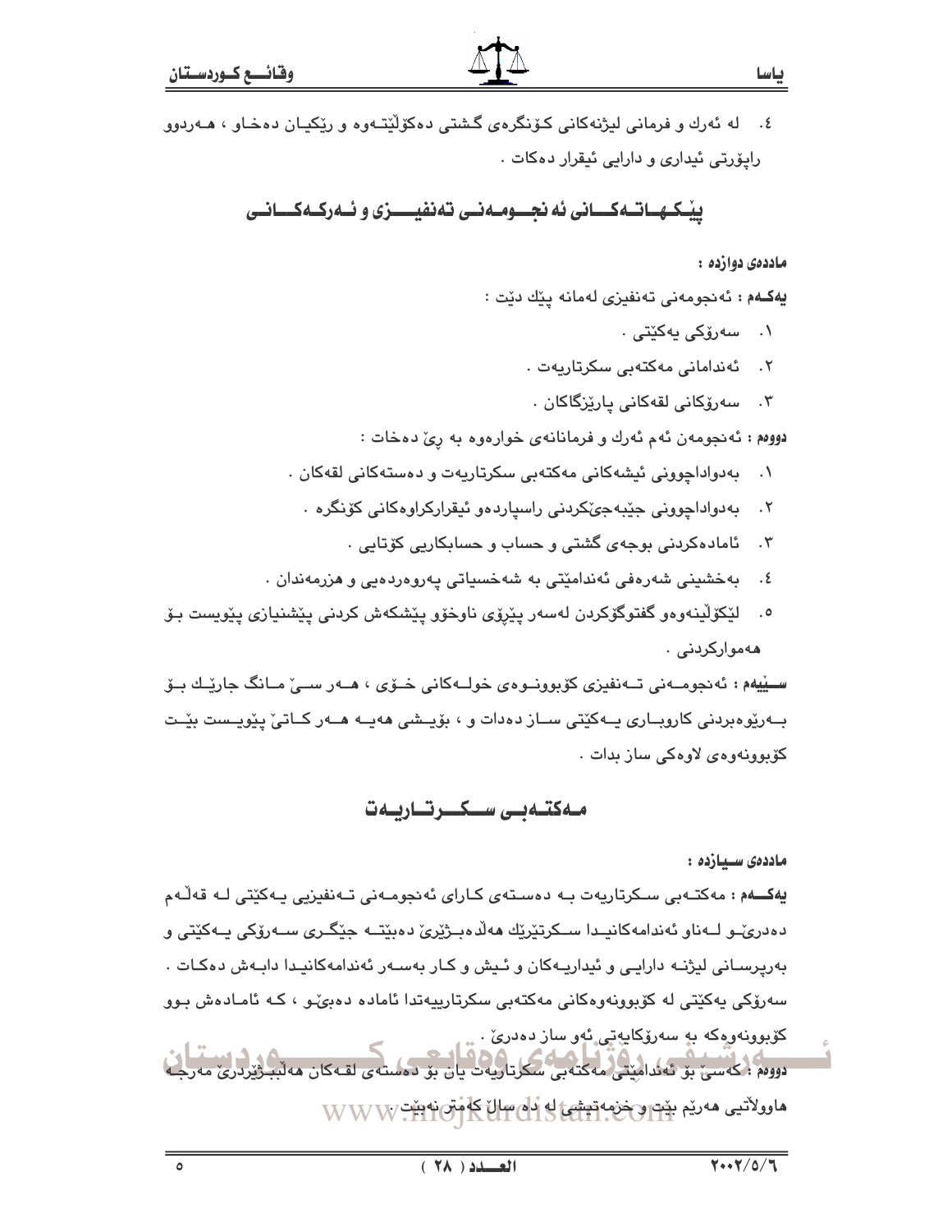٤. له ئەرك و فرمانی لیژنەكانی كۆنگرەی گشتی دەكۆڵێتەوە و ڕێكیان دەخاو ، هەردوو ڕاپۆرتی ئیداری و دارایی ئیقرار دەكات .

## پێكهاتەكانی ئەنجومەنی تەنفیـزی و ئەركەكانی

**ماددەی دوازدە :**

**یەكەم :** ئەنجومەنی تەنفیزی لەمانە پێك دێت :

١. سەرۆكی یەكێتی .
٢. ئەندامانی مەكتەبی سكرتاریەت .
٣. سەرۆكانی لقەكانی پارێزگاكان .

**دووەم :** ئەنجومەن ئەم ئەرك و فرمانانەی خوارەوە بە ڕێ دەخات :

١. بەدواداچوونی ئیشەكانی مەكتەبی سكرتاریەت و دەستەكانی لقەكان .
٢. بەدواداچوونی جێبەجێكردنی ڕاسپاردەو ئیقراركراوەكانی كۆنگرە .
٣. ئامادەكردنی بوجەی گشتی و حساب و حسابكاریی كۆتایی .
٤. بەخشینی شەرەفی ئەندامێتی بە شەخسیاتی پەروەردەیی و هزرمەندان .
٥. لێكۆڵینەوەو گفتوگۆكردن لەسەر پێڕۆی ناوخۆو پێشكەش كردنی پێشنیازی پێویست بۆ هەمواركردنی .

**سێیەم :** ئەنجومەنی تەنفیزی كۆبوونەوەی خولەكانی خۆی ، هەر سێ مانگ جارێك بۆ بەڕێوەبردنی كاروباری یەكێتی ساز دەدات و ، بۆیشی هەیە هەر كاتێ پێویست بێت كۆبوونەوەی لاوەكی ساز بدات .

## مەكتەبی سكرتاریەت

**ماددەی سیازدە :**

**یەكەم :** مەكتەبی سكرتاریەت بە دەستەی كارای ئەنجومەنی تەنفیزیی یەكێتی لە قەڵەم دەدرێو لەناو ئەندامەكانیدا سكرتێرێك هەڵدەبژێرێ دەبێتە جێگری سەرۆكی یەكێتی و بەرپرسانی لیژنە دارایی و ئیداریەكان و ئیش و كار بەسەر ئەندامەكانیدا دابەش دەكات . سەرۆكی یەكێتی لە كۆبوونەوەكانی مەكتەبی سكرتارییەتدا ئامادە دەبێو ، كە ئامادەش بوو كۆبوونەوەكە بە سەرۆكایەتی ئەو ساز دەدرێ .

**دووەم :** كەسێ بۆ ئەندامێتی مەكتەبی سكرتاریەت یان بۆ دەستەی لقەكان هەڵبژێردرێ مەرجە هاووڵاتیی هەرێم بێت و خزمەتیشی لە دە ساڵ كەمتر نەبێت .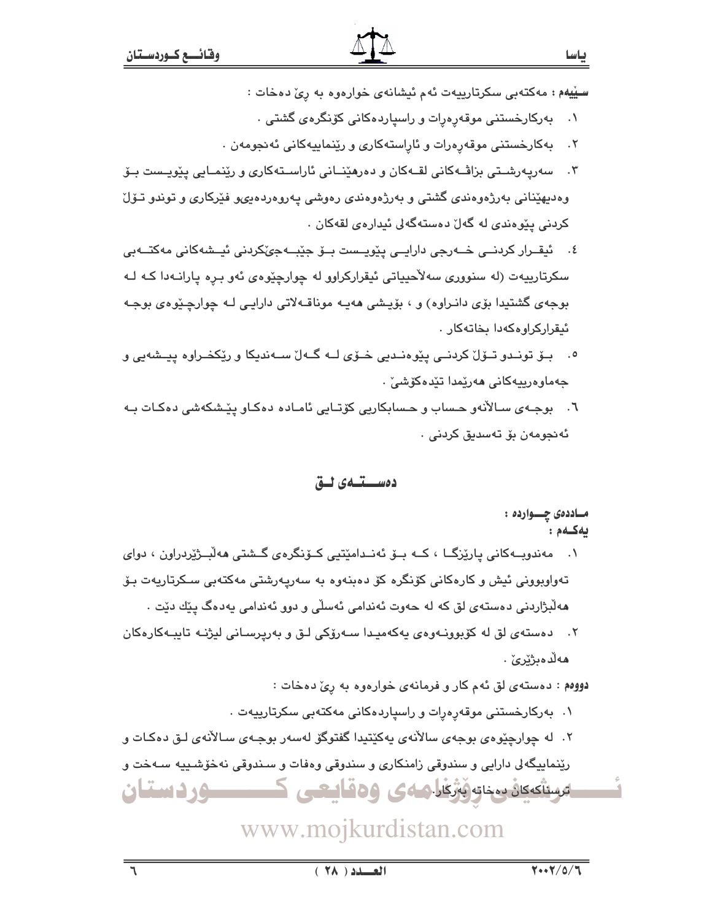**سێیەم :** مەکتەبی سکرتارییەت ئەم ئیشانەی خوارەوە بە ڕێ دەخات :

١. بەرکارخستنی موقەڕەرات و ڕاسپاردەکانی کۆنگرەی گشتی .

٢. بەکارخستنی موقەڕەرات و ئاڕاستەکاری و ڕێنماییەکانی ئەنجومەن .

٣. سەرپەرشتی بزاڤەکانی لقەکان و دەرهێنانی ئاراستەکاری و ڕێنمایی پێویست بۆ وەدیهێنانی بەرژەوەندی گشتی و بەرژەوەندی ڕەوشی پەروەردەییو فێرکاری و توندو تۆڵ کردنی پێوەندی لە گەڵ دەستەگەلی ئیدارەی لقەکان .

٤. ئیقرار کردنی خەرجی دارایی پێویست بۆ جێبەجێکردنی ئیشەکانی مەکتەبی سکرتارییەت (لە سنووری سەلاحییاتی ئیقرارکراوو لە چوارچێوەی ئەو برە پارانەدا کە لە بوجەی گشتیدا بۆی دانراوە) و ، بۆیشی هەیە موناقەلاتی دارایی لە چوارچێوەی بوجە ئیقرارکراوەکەدا بخاتەکار .

٥. بۆ توندو تۆڵ کردنی پێوەندیی خۆی لە گەڵ سەندیکا و ڕێکخراوە پیشەیی و جەماوەرییەکانی هەرێمدا تێدەکۆشێ .

٦. بوجەی ساڵانەو حساب و حسابکاریی کۆتایی ئامادە دەکاو پێشکەشی دەکات بە ئەنجومەن بۆ تەسدیق کردنی .

## دەستەی لق

**ماددەی چواردە :**
**یەکەم :**

١. مەندوبەکانی پارێزگا ، کە بۆ ئەندامێتیی کۆنگرەی گشتی هەڵبژێردراون ، دوای تەواوبوونی ئیش و کارەکانی کۆنگرە کۆ دەبنەوە بە سەرپەرشتی مەکتەبی سکرتاریەت بۆ هەڵبژاردنی دەستەی لق کە لە حەوت ئەندامی ئەسڵی و دوو ئەندامی یەدەگ پێك دێت .

٢. دەستەی لق لە کۆبوونەوەی یەکەمیدا سەرۆکی لق و بەرپرسانی لیژنە تایبەکارەکان هەڵدەبژێرێ .

**دووەم :** دەستەی لق ئەم کار و فرمانەی خوارەوە بە ڕێ دەخات :

١. بەرکارخستنی موقەڕەرات و ڕاسپاردەکانی مەکتەبی سکرتارییەت .

٢. لە چوارچێوەی بوجەی ساڵانەی یەکێتیدا گفتوگۆ لەسەر بوجەی ساڵانەی لق دەکات و ڕێنماییگەلی دارایی و سندوقی زامنکاری و سندوقی وەفات و سندوقی نەخۆشییە سەخت و ترسناکەکان دەخاتە بەرکار .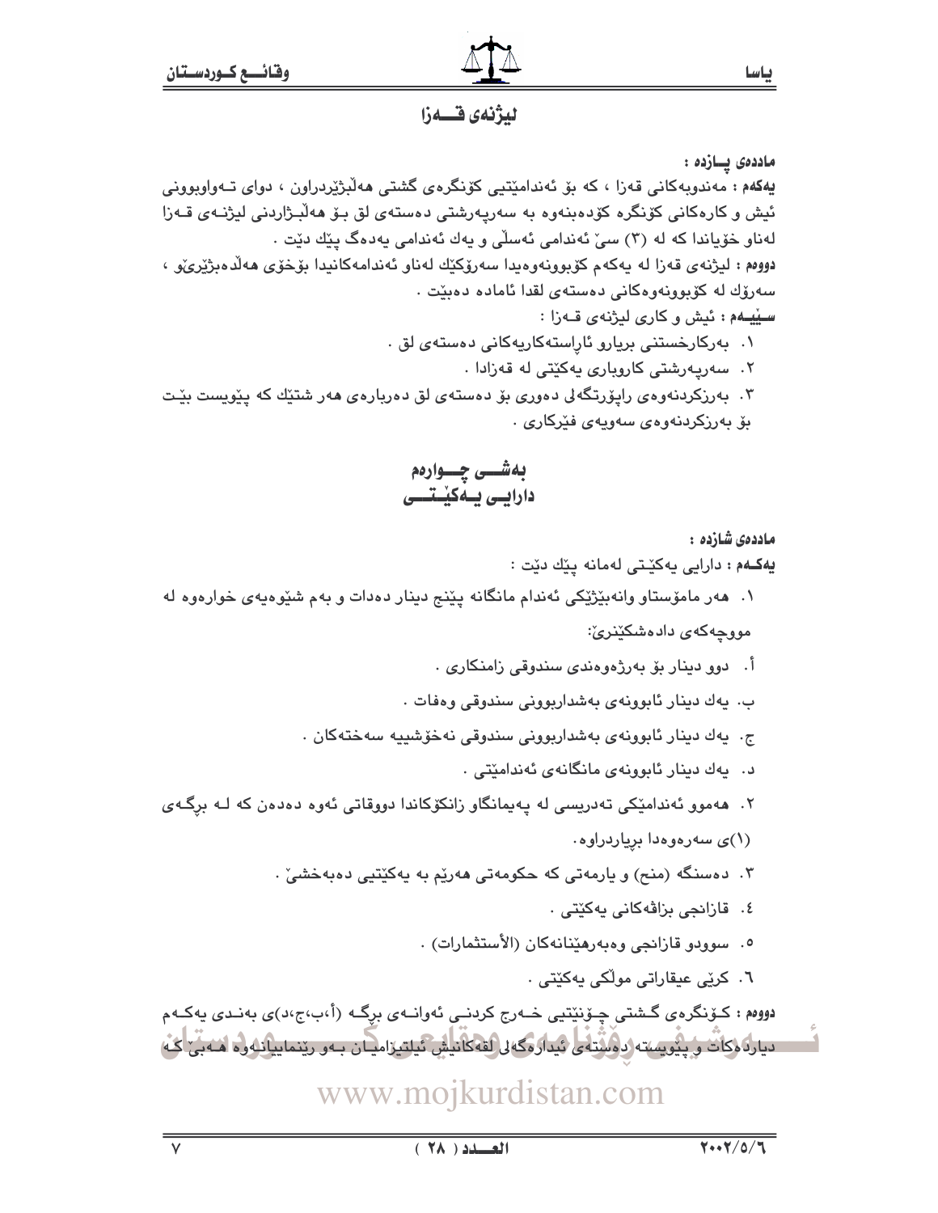## لیژنەی قەزا

**ماددەی پازدە :**

**یەکەم :** مەندوبەکانی قەزا ، کە بۆ ئەندامێتیی کۆنگرەی گشتی هەڵبژێردراون ، دوای تەواوبوونی ئیش و کارەکانی کۆنگرە کۆدەبنەوە بە سەرپەرشتی دەستەی لق بۆ هەڵبژاردنی لیژنەی قەزا لەناو خۆیاندا کە لە (٣) سێ ئەندامی ئەسڵی و یەك ئەندامی یەدەگ پێك دێت .

**دووەم :** لیژنەی قەزا لە یەکەم کۆبوونەوەیدا سەرۆکێك لەناو ئەندامەکانیدا بۆخۆی هەڵدەبژێرێو ، سەرۆك لە کۆبوونەوەکانی دەستەی لقدا ئامادە دەبێت .

**سێیەم :** ئیش و کاری لیژنەی قەزا :

١. بەرکارخستنی بریارو ئاڕاستەکاریەکانی دەستەی لق .
٢. سەرپەرشتی کاروباری یەکێتی لە قەزادا .
٣. بەرزکردنەوەی راپۆرتگەلی دەوری بۆ دەستەی لق دەربارەی هەر شتێك کە پێویست بێت بۆ بەرزکردنەوەی سەویەی فێرکاری .

# بەشی چوارەم
# دارایی یەکێتی

**ماددەی شازدە :**

**یەکەم :** دارایی یەکێتی لەمانە پێك دێت :

١. هەر مامۆستاو وانەبێژێکی ئەندام مانگانە پێنج دینار دەدات و بەم شێوەیەی خوارەوە لە مووچەکەی دادەشکێنرێ:
   أ. دوو دینار بۆ بەرژەوەندی سندوقی زامنکاری .
   ب. یەك دینار ئابوونەی بەشداربوونی سندوقی وەفات .
   ج. یەك دینار ئابوونەی بەشداربوونی سندوقی نەخۆشییە سەختەکان .
   د. یەك دینار ئابوونەی مانگانەی ئەندامێتی .
٢. هەموو ئەندامێکی تەدریسی لە پەیمانگاو زانکۆکاندا دووقاتی ئەوە دەدەن کە لە برگەی (١)ی سەرەوەدا بریاردراوە.
٣. دەسنگە (منح) و یارمەتی کە حکومەتی هەرێم بە یەکێتیی دەبەخشێ .
٤. قازانجی بزاڤەکانی یەکێتی .
٥. سوودو قازانجی وەبەرهێنانەکان (الأستثمارات) .
٦. کرێی عیقاراتی موڵکی یەکێتی .

**دووەم :** کۆنگرەی گشتی چۆنێتیی خەرج کردنی ئەوانەی برگە (أ،ب،ج،د)ی بەندی یەکەم دیاردەکات و پێویستە دەستەی ئیدارەگەلی لقەکانیش ئیلتیزامیان بەو رێنماییانەوە هەبێ کە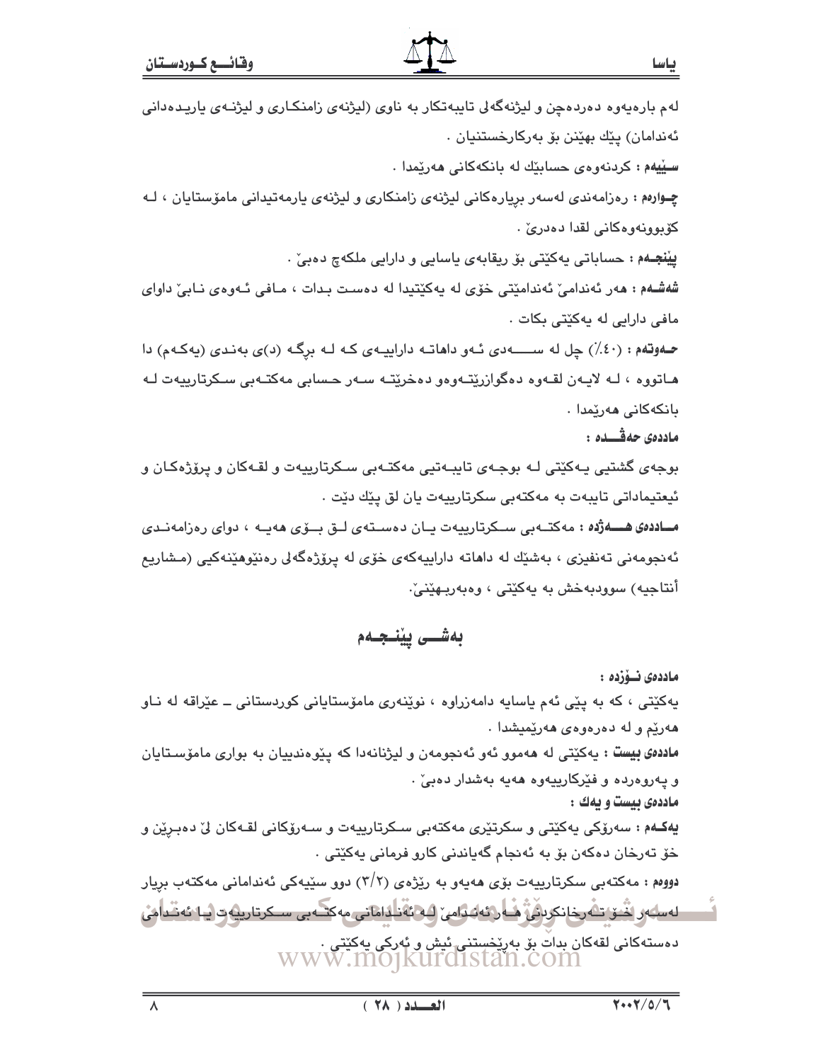لەم بارەیەوە دەردەچن و لیژنەگەلی تایبەتكار بە ناوی (لیژنەی زامنكاری و لیژنەی یاریدەدانی ئەندامان) پێك بهێنن بۆ بەركارخستنیان .

**سێیەم :** كردنەوەی حسابێك لە بانكەكانی هەرێمدا .

**چوارەم :** رەزامەندی لەسەر بڕیارەكانی لیژنەی زامنكاری و لیژنەی یارمەتیدانی مامۆستایان ، لە كۆبوونەوەكانی لقدا دەدرێ .

**پێنجەم :** حساباتی یەكێتی بۆ ریقابەی یاسایی و دارایی ملكەچ دەبێ .

**شەشەم :** هەر ئەندامێ ئەندامێتی خۆی لە یەكێتیدا لە دەست بدات ، مافی ئەوەی نابێ داوای مافی دارایی لە یەكێتی بكات .

**حەوتەم :** (٤٠٪) چل لە سەدی ئەو داهاتە داراییەی كە لە برگە (د)ی بەندی (یەكەم) دا هاتووە ، لە لایەن لقەوە دەگوازرێتەوەو دەخرێتە سەر حسابی مەكتەبی سكرتارییەت لە بانكەكانی هەرێمدا .

**ماددەی حەڤدە :**

بوجەی گشتیی یەكێتی لە بوجەی تایبەتیی مەكتەبی سكرتارییەت و لقەكان و پرۆژەكان و ئیعتیماداتی تایبەت بە مەكتەبی سكرتارییەت یان لق پێك دێت .

**ماددەی هەژدە :** مەكتەبی سكرتارییەت یان دەستەی لق بۆی هەیە ، دوای رەزامەندی ئەنجومەنی تەنفیزی ، بەشێك لە داهاتە داراییەكەی خۆی لە پرۆژەگەلی رەنێوهێنەكیی (مشاریع أنتاجیە) سوودبەخش بە یەكێتی ، وەبەربهێنێ.

## بەشی پێنجەم

**ماددەی نۆزدە :**

یەكێتی ، كە بە پێی ئەم یاسایە دامەزراوە ، نوێنەری مامۆستایانی كوردستانی ــ عێراقە لە ناو هەرێم و لە دەرەوەی هەرێمیشدا .

**ماددەی بیست :** یەكێتی لە هەموو ئەو ئەنجومەن و لیژنانەدا كە پێوەندییان بە بواری مامۆستایان و پەروەردە و فێركارییەوە هەیە بەشدار دەبێ .

**ماددەی بیست و یەك :**

**یەكەم :** سەرۆكی یەكێتی و سكرتێری مەكتەبی سكرتارییەت و سەرۆكانی لقەكان لێ دەبڕێن و خۆ تەرخان دەكەن بۆ بە ئەنجام گەیاندنی كارو فرمانی یەكێتی .

**دووەم :** مەكتەبی سكرتارییەت بۆی هەیەو بە رێژەی (٢/٣) دوو سێیەكی ئەندامانی مەكتەب بڕیار لەسەر خۆ تەرخانكردنی هەر ئەندامێ لە ئەندامانی مەكتەبی سكرتارییەت یا ئەندامی دەستەكانی لقەكان بدات بۆ بەڕێخستنی ئیش و ئەركی یەكێتی .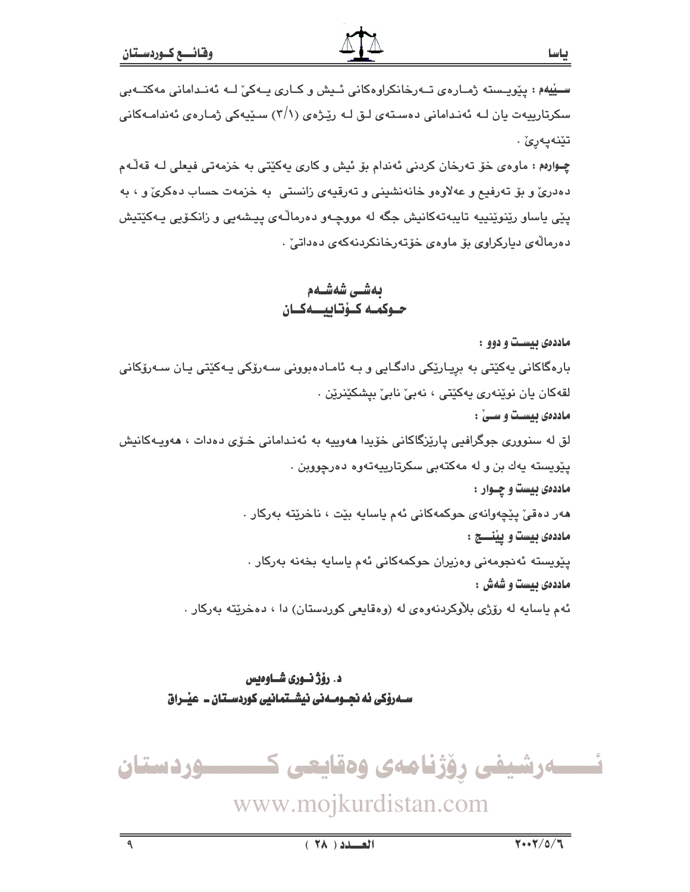**سـێیەم :** پێویسـتە ژمـارەی تـەرخانکراوەکانی ئـیش و کـاری یـەکێ لـە ئەنـدامانی مەکتـەبی سکرتارییەت یان لـە ئەنـدامانی دەسـتەی لـق لـە رێـژەی (٣/١) سـێیەکی ژمـارەی ئەندامـەکانی تێنەپەڕێ .

**چـوارەم :** ماوەی خۆ تەرخان کردنی ئەندام بۆ ئیش و کاری یەکێتی بە خزمەتی فیعلی لـە قەڵـەم دەدرێ و بۆ تەرفیع و عەلاوەو خانەنشینی و تەرقیەی زانستی بە خزمەت حساب دەکرێ و ، بە پێی یاساو رێنوێنییە تایبەتەکانیش جگە لە مووچـەو دەرماڵـەی پیـشەیی و زانکـۆیی یـەکێتیش دەرماڵەی دیارکراوی بۆ ماوەی خۆتەرخانکردنەکەی دەداتێ .

## بەشـی شەشـەم
## حـوکمـە کـۆتاییـــەکـان

**ماددەی بیسـت و دوو :**

بارەگاکانی یەکێتی بە بڕیـارێکی دادگـایی و بـە ئامـادەبوونی سـەرۆکی یـەکێتی یـان سـەرۆکانی لقەکان یان نوێنەری یەکێتی ، نەبێ نابێ بپشکێنرێن .

**ماددەی بیسـت و سـێ :**

لق لە سنووری جوگرافیی پارێزگاکانی خۆیدا هەوییە بە ئەنـدامانی خـۆی دەدات ، هەویـەکانیش پێویستە یەك بن و لە مەکتەبی سکرتارییەتەوە دەرچووبن .

**ماددەی بیست و چـوار :**

هەر دەقێ پێچەوانەی حوکمەکانی ئەم یاسایە بێت ، ناخرێتە بەرکار .

**ماددەی بیست و پێنـــج :**

پێویستە ئەنجومەنی وەزیران حوکمەکانی ئەم یاسایە بخەنە بەرکار .

**ماددەی بیست و شەش :**

ئەم یاسایە لە رۆژی بڵاوکردنەوەی لە (وەقایعی کوردستان) دا ، دەخرێتە بەرکار .

**د. رۆژ نـوری شـاوەیس**
**سـەرۆکی ئە نجـومـەنی نیشـتمانیی کوردسـتان ـ عێـراق**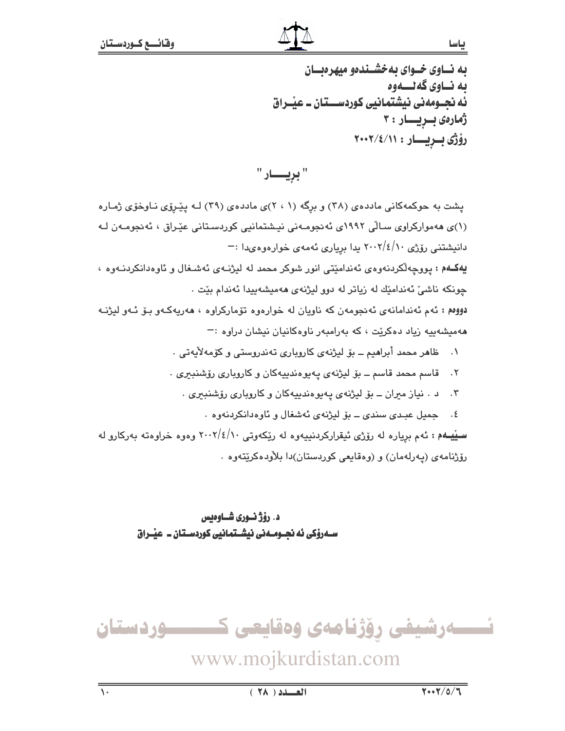به نــاوى خــواى به‌خشــنده‌و میهره‌بــان
به نــاوى گه‌لـــه‌وه
ئه نجــومه‌نى نیشتمانیى کوردســـتان ـ عێــراق
ژماره‌ى بــڕیـــار : ٣
ڕۆژى بــڕیـــار : ٢٠٠٢/٤/١١

# " بڕیـــــار "

پشت به حوکمه‌کانى مادده‌ى (٣٨) و برگه‌ (١ ، ٢)ى مادده‌ى (٣٩) لـه پێـڕۆى نـاوخۆى ژمـاره (١)ى هه‌موارکراوى سـاڵى ١٩٩٢ى ئه‌نجومـه‌نى نیـشتمانیى کوردسـتانى عێـراق ، ئه‌نجومـه‌ن لـه دانیشتنى ڕۆژى ٢٠٠٢/٤/١٠ یدا بڕیارى ئه‌مه‌ى خواره‌وه‌یدا :—

**یه‌کـه‌م :** پووچه‌ڵکردنه‌وه‌ى ئه‌ندامێتى انور شوکر محمد له لیژنـه‌ى ئه‌شـغال و ئاوه‌دانکردنـه‌وه ، چونکه ناشىَ ئه‌ندامێك له زیاتر له دوو لیژنه‌ى هه‌میشه‌ییدا ئه‌ندام بێت .

**دووه‌م :** ئه‌م ئه‌ندامانه‌ى ئه‌نجومه‌ن که ناویان له خواره‌وه تۆمارکراوه ، هه‌ریه‌کـه‌و بـۆ ئـه‌و لیژنـه هه‌میشه‌ییه زیاد ده‌کرێت ، که به‌رامبه‌ر ناوه‌کانیان نیشان دراوه :—

١. ظاهر محمد أبراهيم ـ بۆ لیژنه‌ى کاروبارى ته‌ندروستى و کۆمه‌ڵایه‌تى .
٢. قاسم محمد قاسم ـ بۆ لیژنه‌ى په‌یوه‌ندییه‌کان و کاروبارى ڕۆشنبیرى .
٣. د . نیاز میران ـ بۆ لیژنه‌ى په‌یوه‌ندییه‌کان و کاروبارى ڕۆشنبیرى .
٤. جمیل عبـدى سندى ـ بۆ لیژنه‌ى ئه‌شغال و ئاوه‌دانکردنه‌وه .

**سـێیـه‌م :** ئه‌م بڕیاره له ڕۆژى ئیقرارکردنییه‌وه له ڕێکه‌وتى ٢٠٠٢/٤/١٠ وه‌وه خراوه‌ته به‌رکارو له ڕۆژنامه‌ى (په‌رله‌مان) و (وه‌قایعى کوردستان)دا بلاَوده‌کرێته‌وه .

**د. ڕۆژ نــورى شــاوه‌یس**
**ســه‌رۆکى ئه نجــومــه‌نى نیشــتمانیى کوردســتان ـ عێـراق**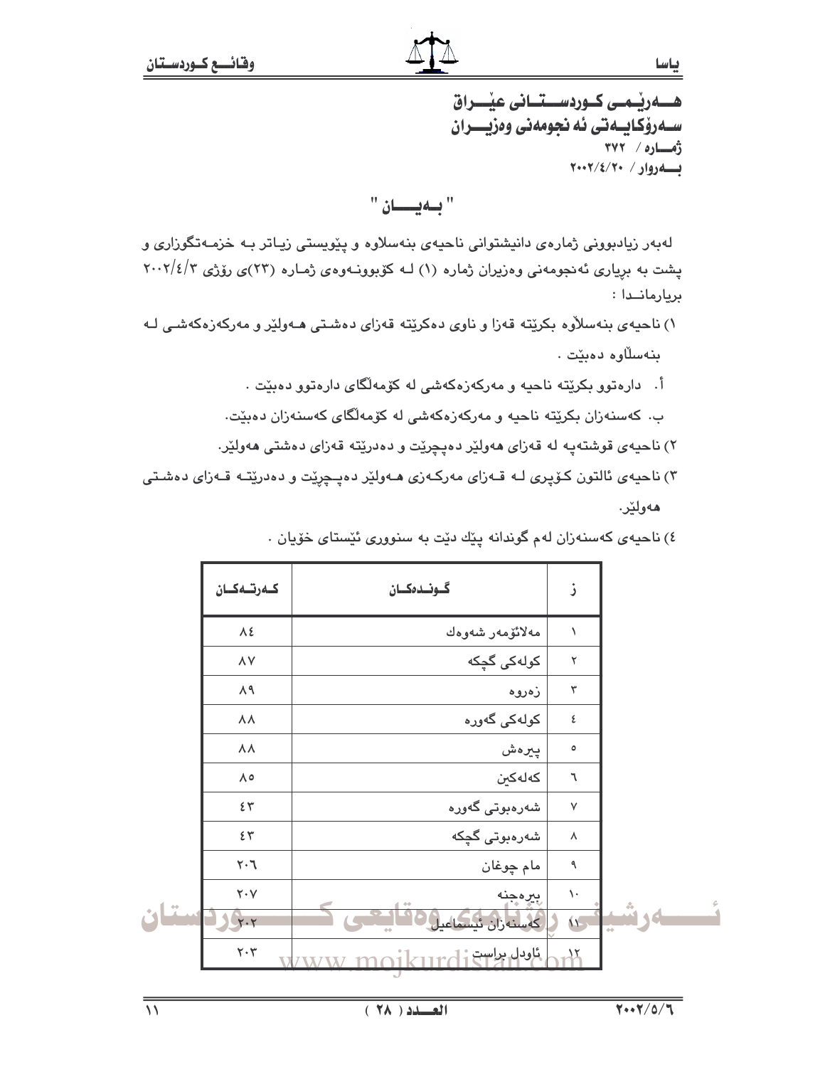# هەرێمی کوردستانی عێراق
# سەرۆکایەتی ئەنجومەنی وەزیران

ژمارە / ٣٧٢
بەروار / ٢٠٠٢/٤/٢٠

## " بەیان "

لەبەر زیادبوونی ژمارەی دانیشتوانی ناحیەی بنەسلاوە و پێویستی زیاتر بە خزمەتگوزاری و پشت بە بڕیاری ئەنجومەنی وەزیران ژمارە (١) لە کۆبوونەوەی ژمارە (٢٣)ی رۆژی ٢٠٠٢/٤/٣ بڕیارماندا :

١) ناحیەی بنەسلاوە بکرێتە قەزا و ناوی دەکرێتە قەزای دەشتی هەولێر و مەرکەزەکەشی لە بنەسڵاوە دەبێت .

أ. دارەتوو بکرێتە ناحیە و مەرکەزەکەشی لە کۆمەڵگای دارەتوو دەبێت .

ب. کەسنەزان بکرێتە ناحیە و مەرکەزەکەشی لە کۆمەڵگای کەسنەزان دەبێت.

٢) ناحیەی قوشتەپە لە قەزای هەولێر دەپچڕێت و دەدرێتە قەزای دەشتی هەولێر.

٣) ناحیەی ئالتون کۆپری لە قەزای مەرکەزی هەولێر دەپچڕێت و دەدرێتە قەزای دەشتی هەولێر.

٤) ناحیەی کەسنەزان لەم گوندانە پێك دێت بە سنووری ئێستای خۆیان .

| ز | گوندەکان | کەرتەکان |
|---|---|---|
| ١ | مەلائۆمەر شەوەك | ٨٤ |
| ٢ | کولەکی گچکە | ٨٧ |
| ٣ | زەروە | ٨٩ |
| ٤ | کولەکی گەورە | ٨٨ |
| ٥ | پیرەش | ٨٨ |
| ٦ | کەلەکین | ٨٥ |
| ٧ | شەرەبوتی گەورە | ٤٣ |
| ٨ | شەرەبوتی گچکە | ٤٣ |
| ٩ | مام چوغان | ٢٠٦ |
| ١٠ | بیرەجنە | ٢٠٧ |
| ١١ | کەسنەزان ئیسماعیل | ٢٠٢ |
| ١٢ | ئاودل براست | ٢٠٣ |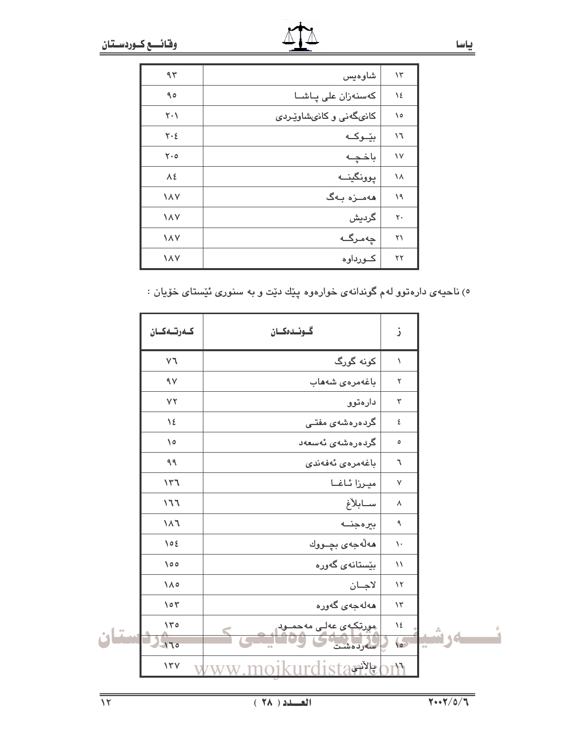| ١٣ | شاوەیس | ٩٣ |
|---|---|---|
| ١٤ | کەسنەزان علی پـاشـا | ٩٥ |
| ١٥ | کانیگەنی و کانیشاوێردی | ٢٠١ |
| ١٦ | بێـوکـە | ٢٠٤ |
| ١٧ | باخـچـە | ٢٠٥ |
| ١٨ | پوونگینــە | ٨٤ |
| ١٩ | هەمــزە بـەگ | ١٨٧ |
| ٢٠ | گردیش | ١٨٧ |
| ٢١ | چەمرگـە | ١٨٧ |
| ٢٢ | کـورداوە | ١٨٧ |

٥) ناحیەی دارەتوو لەم گوندانەی خوارەوە پێك دێت و بە سنوری ئێستای خۆیان :

| ز | گـونـدەکـان | کـەرتـەکـان |
|---|---|---|
| ١ | کونە گورگ | ٧٦ |
| ٢ | باغەمرەی شەهاب | ٩٧ |
| ٣ | دارەتوو | ٧٢ |
| ٤ | گردەرەشەی مفتـی | ١٤ |
| ٥ | گردەرەشەی ئەسعەد | ١٥ |
| ٦ | باغەمرەی ئەفەندی | ٩٩ |
| ٧ | میـرزا ئـاغـا | ١٣٦ |
| ٨ | ســابلاغ | ١٦٦ |
| ٩ | بیرەجنــە | ١٨٦ |
| ١٠ | هەڵەجەی بچــووك | ١٥٤ |
| ١١ | بێستانەی گەورە | ١٥٥ |
| ١٢ | لاجــان | ١٨٥ |
| ١٣ | هەلەجەی گەورە | ١٥٣ |
| ١٤ | مورتکـەی عەلـی مەحمــود | ١٣٥ |
| ١٥ | سەردەشت | ١٦٥ |
| ١٦ | پالانی | ١٣٧ |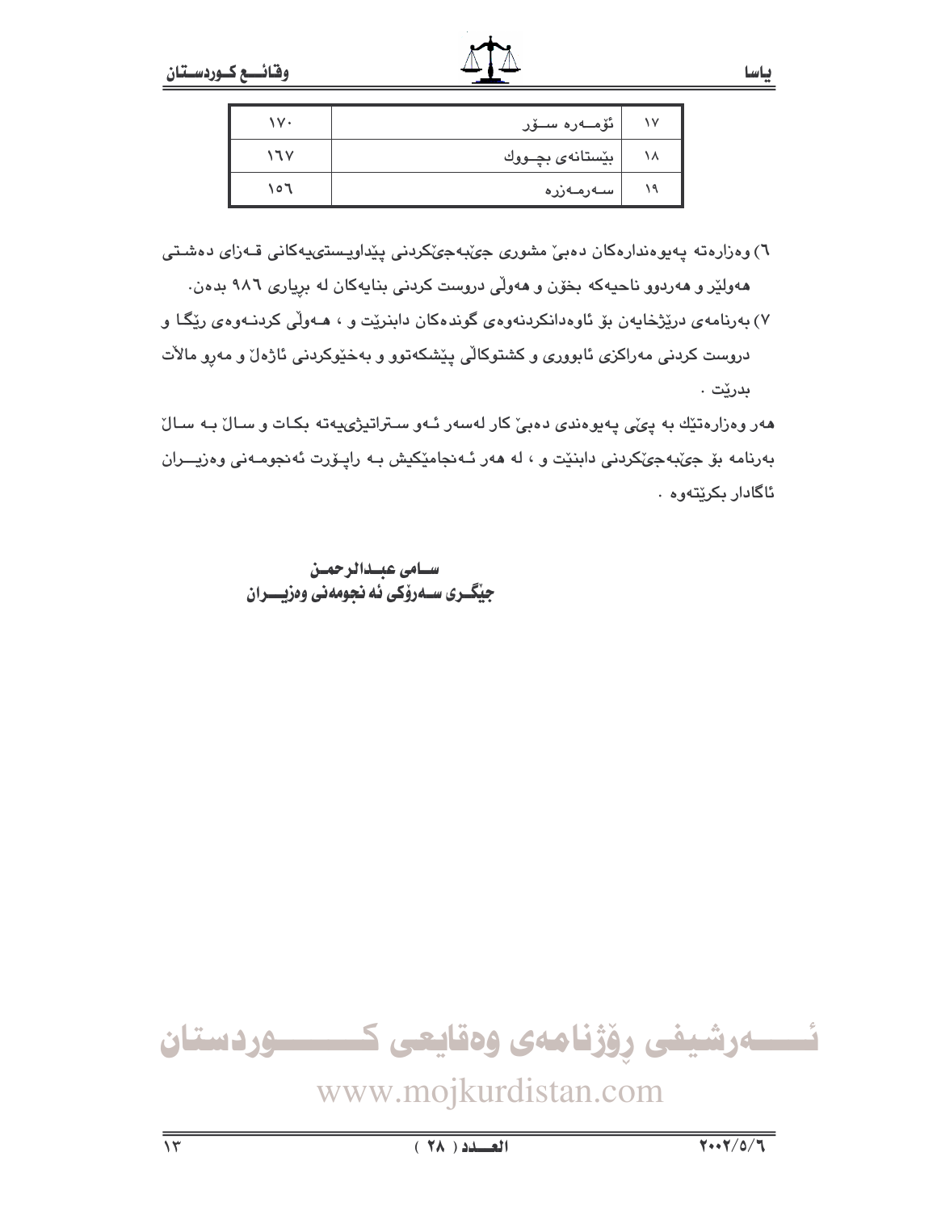| ١٧ | ئۆمــەرە ســۆر | ١٧٠ |
|---|---|---|
| ١٨ | بێستانەی بچــووك | ١٦٧ |
| ١٩ | ســەرمــەزرە | ١٥٦ |

٦) وەزارەتە پەیوەندارەكان دەبێ مشوری جێبەجێكردنی پێداویستییەكانی قــەزای دەشتی هەولێر و هەردوو ناحیەكە بخۆن و هەوڵی دروست كردنی بنایەكان لە بڕیاری ٩٨٦ بدەن.

٧) بەرنامەی درێژخایەن بۆ ئاوەدانكردنەوەی گوندەكان دابنرێت و ، هــەوڵی كردنــەوەی رێگــا و دروست كردنی مەراكزی ئابووری و كشتوكاڵی پێشكەتوو و بەخێوكردنی ئاژەڵ و مەڕو ماڵات بدرێت .

هەر وەزارەتێك بە پێی پەیوەندی دەبێ كار لەسەر ئــەو ســتراتیژییەتە بكــات و ســاڵ بــە ســاڵ بەرنامە بۆ جێبەجێكردنی دابنێت و ، لە هەر ئــەنجامێكیش بــە راپــۆرت ئەنجومــەنی وەزیـــران ئاگادار بكرێتەوە .

**ســامی عبــدالرحمــن**
**جێگــری ســەرۆكی ئە نجومەنی وەزیـــران**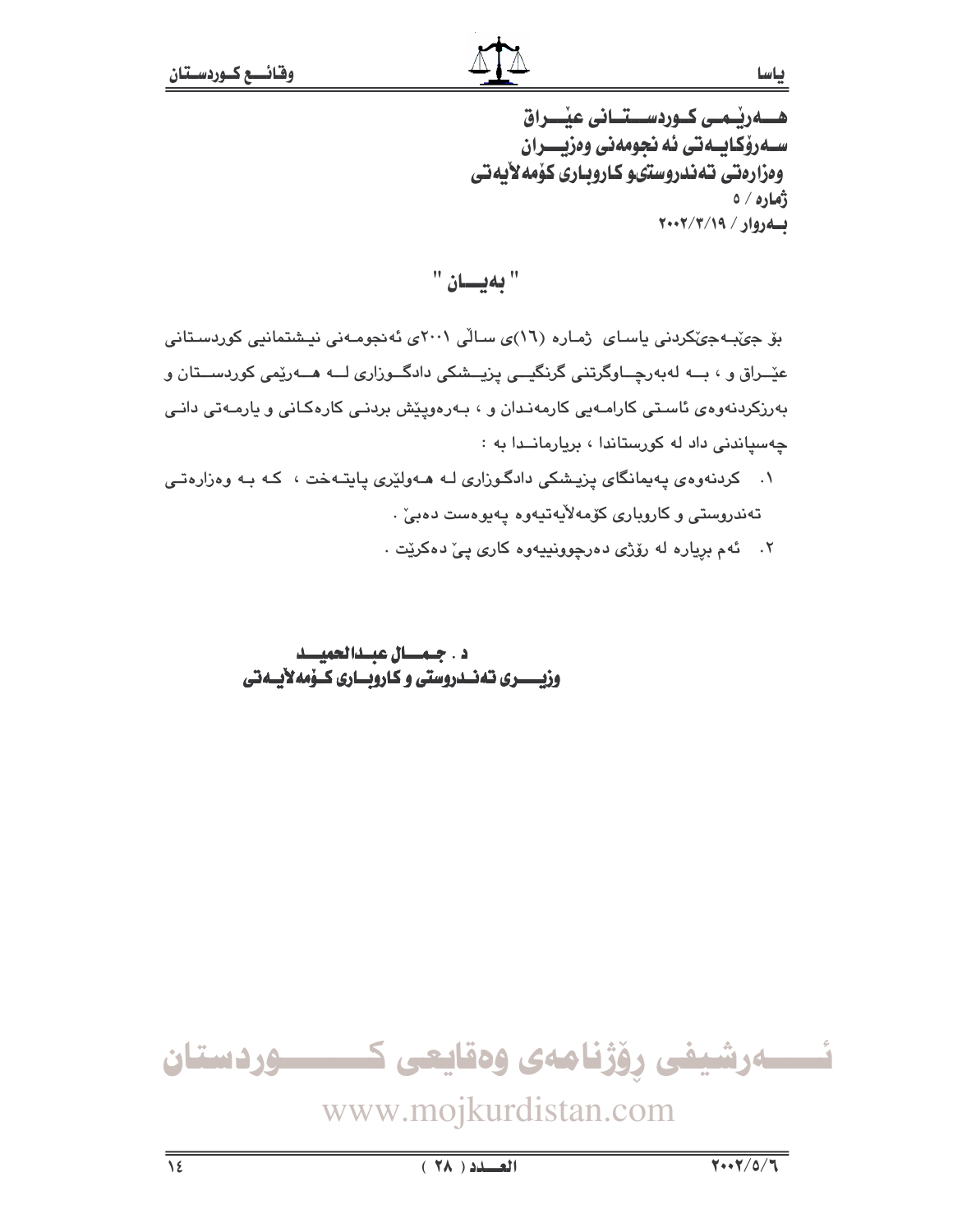هـــەرێـمـی کـوردســـتـانی عێـــراق
ســەرۆکایــەتی ئە نجومەنی وەزیـــران
وەزارەتی تەندروستیو کاروباری کۆمەلأیەتی
ژمارە / ٥
بـــەروار / ٢٠٠٢/٣/١٩

## " بەیـــان "

بۆ جێبـەجێکردنی یاسـای ژمـارە (١٦)ی سـالّی ٢٠٠١ی ئەنجومـەنی نیـشتمانیی کوردسـتانی عێـراق و ، بـە لەبەرچـاوگرتنی گرنگیـی پزیـشکی دادگـوزاری لـە هـەرێمی کوردسـتان و بەرزکردنەوەی ئاسـتی کارامـەیی کارمەنـدان و ، بـەرەوپێش بردنـی کارەکـانی و یارمـەتی دانـی چەسپاندنی داد لە کورستاندا ، بریارمانـدا بە :

١. کردنەوەی پەیمانگای پزیـشکی دادگـوزاری لـە هـەولێری پایتـەخت ، کـە بـە وەزارەتـی تەندروستی و کاروباری کۆمەلأیەتیەوە پەیوەست دەبێ .
٢. ئەم بریارە لە رۆژی دەرچوونییەوە کاری پێ دەکرێت .

د . جــمــــال عبــدالحميـــد
وزیــــری تەنــدروستی و کاروبــاری کـۆمەلأیـەتی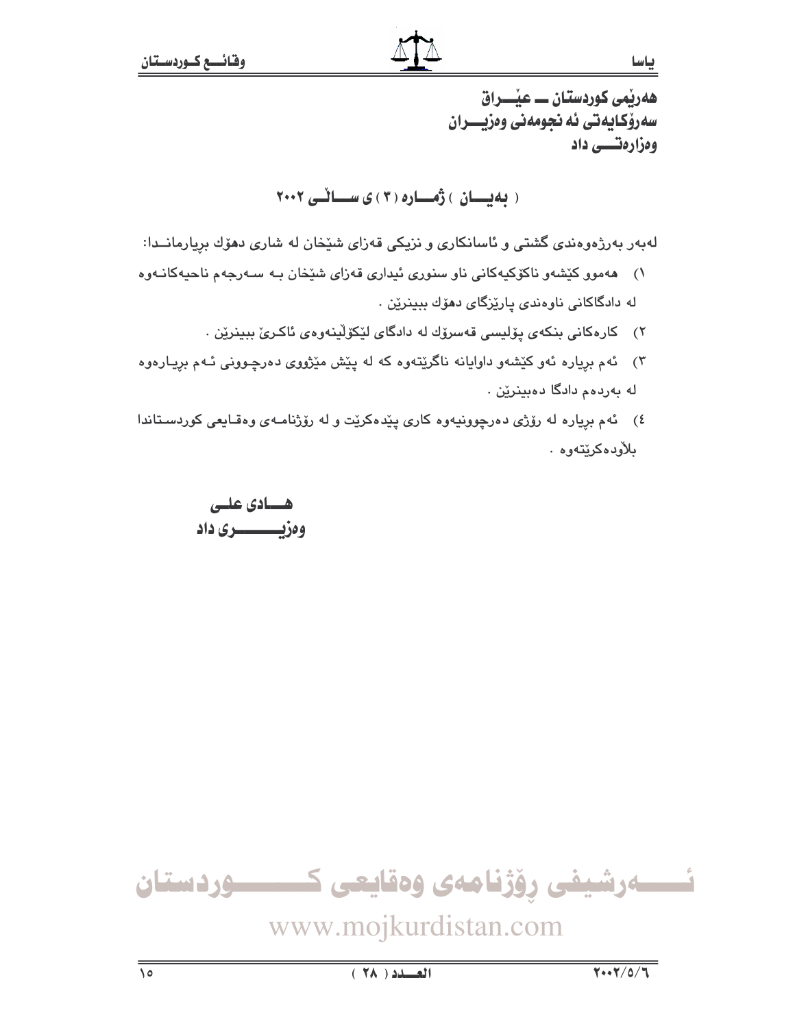هەرێمی کوردستان ــ عێــراق
سەرۆکایەتی ئەنجومەنی وەزیــران
وەزارەتــی داد

## ( بەیــان ) ژمــارە ( ٣ ) ی ســاڵی ٢٠٠٢

لەبەر بەرژەوەندی گشتی و ئاسانکاری و نزیکی قەزای شێخان لە شاری دهۆك بڕیارمانــدا:

١) هەموو کێشەو ناکۆکیەکانی ناو سنوری ئیداری قەزای شێخان بــە ســەرجەم ناحیەکانــەوە لە دادگاکانی ناوەندی پارێزگای دهۆك ببینرێن .

٢) کارەکانی بنکەی پۆلیسی قەسرۆك لە دادگای لێکۆڵینەوەی ئاکرێ ببینرێن .

٣) ئەم بڕیارە ئەو کێشەو داوایانە ناگرێتەوە کە لە پێش مێژووی دەرچــوونی ئــەم بڕیــارەوە لە بەردەم دادگا دەبینرێن .

٤) ئەم بڕیارە لە ڕۆژی دەرچوونیەوە کاری پێدەکرێت و لە ڕۆژنامــەی وەقــایعی کوردســتاندا بڵاودەکرێتەوە .

**هــادی علــی**
**وەزیــــــری داد**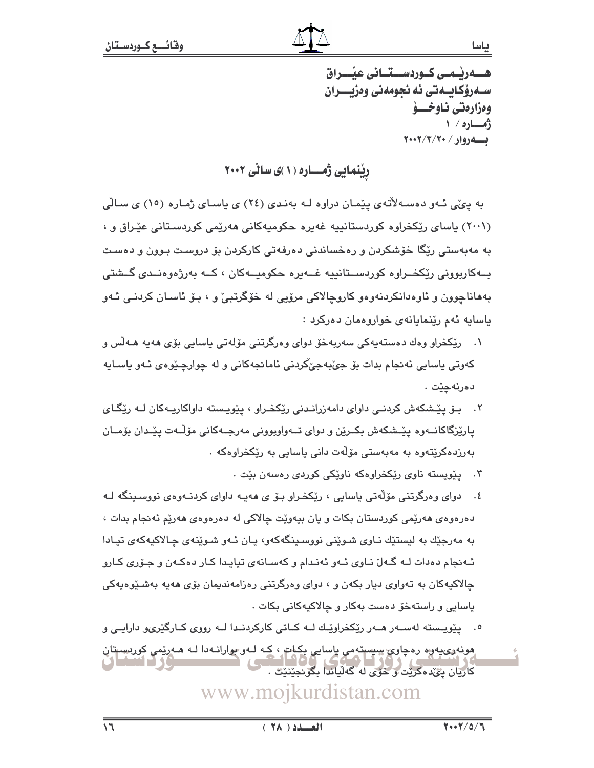هـــەرێـمـی کـوردســـتـانی عێـــراق
سـەرۆکـایـەتی ئەنجومەنی وەزیــران
وەزارەتی ناوخـــۆ
ژمـــارە / ١
بـــەروار / ٢٠٠٢/٣/٢٠

## ڕێنمایی ژمـــارە (١)ی ساڵی ٢٠٠٢

بە پێی ئـەو دەسـەڵاتەی پێمـان دراوە لـە بەنـدی (٢٤) ی یاسـای ژمـارە (١٥) ی سـاڵی (٢٠٠١) یاسای ڕێکخراوە کوردستانییە غەیرە حکومیەکانی هەرێمی کوردسـتانی عێـراق و ، بە مەبەستی ڕێگا خۆشکردن و ڕەخساندنی دەرفەتی کارکردن بۆ دروسـت بـوون و دەسـت بـەکاربوونی ڕێکخـراوە کوردسـتانییە غـەیرە حکومیـەکان ، کـە بەرژەوەنـدی گـشتی بەهاناچوون و ئاوەدانکردنەوەو کاروچالاکی مرۆیی لە خۆگرتبێ و ، بـۆ ئاسـان کردنـی ئـەو یاسایە ئەم ڕێنمایانەی خوارەوەمان دەرکرد :

١. ڕێکخراو وەك دەستەیەکی سەربەخۆ دوای وەرگرتنی مۆڵەتی یاسایی بۆی هەیە هـەڵس و کەوتی یاسایی ئەنجام بدات بۆ جێبەجێکردنی ئامانجەکانی و لە چوارچێوەی ئـەو یاسـایە دەرنەچێت .

٢. بـۆ پێـشکەش کردنـی داوای دامەزرانـدنی ڕێکخـراو ، پێویـستە داواکاریـەکان لـە ڕێگـای پارێزگاکانــەوە پێـشکەش بکـرێن و دوای تــەواوبوونی مەرجــەکانی مۆڵــەت پێـدان بۆمــان بەرزدەکرێتەوە بە مەبەستی مۆڵەت دانی یاسایی بە ڕێکخراوەکە .

٣. پێویستە ناوی ڕێکخراوەکە ناوێکی کوردی ڕەسەن بێت .

٤. دوای وەرگرتنی مۆڵەتی یاسایی ، ڕێکخـراو بـۆ ی هەیـە داوای کردنـەوەی نووسـینگە لـە دەرەوەی هەرێمی کوردستان بکات و یان بیەوێت چالاکی لە دەرەوەی هەرێم ئەنجام بدات ، بە مەرجێك بە لیستێك نـاوی شـوێنی نووسـینگەکەو، یـان ئـەو شـوێنەی چـالاکیەکەی تیـادا ئـەنجام دەدات لـە گـەڵ نـاوی ئـەو ئەنـدام و کەسـانەی تیایـدا کـار دەکـەن و جـۆری کـارو چالاکیەکان بە تەواوی دیار بکەن و ، دوای وەرگرتنی ڕەزامەندیمان بۆی هەیە بەشـێوەیەکی یاسایی و ڕاستەخۆ دەست بەکار و چالاکیەکانی بکات .

٥. پێویـستە لەسـەر هـەر ڕێکخراوێـك لـە کـاتی کارکردنـدا لـە ڕووی کـارگێڕیو دارایـی و هونەرییەوە ڕەچاوی سیستەمی یاسایی بکات ، کە لـەو بوارانـەدا لـە هـەرێمی کوردسـتان کاریان پێدەکرێت و خۆی لە گەڵیاندا بگونجێنێت .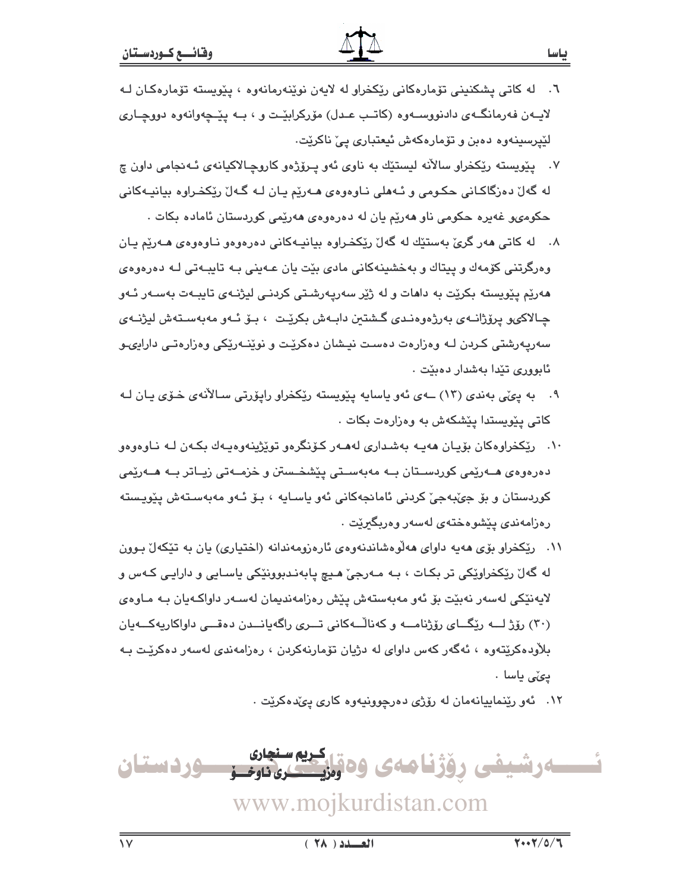٦. له كاتی پشكنینی تۆمارەكانی ڕێكخراو له لایەن نوێنەرمانەوە ، پێویستە تۆمارەكان لـه لایـەن فەرمانگـەی دادنووسـەوە (كاتـب عـدل) مۆركرابێـت و ، بـە پێـچەوانەوە دووچـاری لێپرسینەوە دەبن و تۆمارەكەش ئیعتباری پێ ناكرێت.

٧. پێویستە ڕێكخراو ساڵانە لیستێك بە ناوی ئەو پـرۆژەو كاروچـالاكیانەی ئـەنجامی داون چ لە گەڵ دەزگاكـانی حكـومی و ئـەهلی نـاوەوەی هـەرێم یـان لـە گـەڵ ڕێكخـراوە بیانیـەكانی حكومیو غەیرە حكومی ناو هەرێم یان لە دەرەوەی هەرێمی كوردستان ئامادە بكات .

٨. لە كاتی هەر گرێ بەستێك لە گەڵ ڕێكخـراوە بیانیـەكانی دەرەوەو نـاوەوەی هـەرێم یـان وەرگرتنی كۆمەك و پیتاك و بەخشینەكانی مادی بێت یان عـەینی بـە تایبـەتی لـە دەرەوەی هەرێم پێویستە بكرێت بە داهات و لە ژێر سەرپـەرشـتی كردنـی لیژنـەی تایبـەت بەسـەر ئـەو چـالاكیو پرۆژانـەی بەرژەوەنـدی گـشتین دابـەش بكرێـت ، بـۆ ئـەو مەبەسـتەش لیژنـەی سەرپەرشتی كـردن لـە وەزارەت دەسـت نیـشان دەكرێـت و نوێنـەرێكی وەزارەتـی داراییـو ئابووری تێدا بەشدار دەبێت .

٩. بە پێی بەندی (١٣) ـەی ئەو یاسایە پێویستە ڕێكخراو ڕاپۆرتی سـاڵانەی خـۆی یـان لـە كاتی پێویستدا پێشكەش بە وەزارەت بكات .

١٠. ڕێكخراوەكان بۆیـان هەیـە بەشـداری لەهـەر كۆنگرەو توێژینەوەیەك بكـەن لـە نـاوەوەو دەرەوەی هـەرێمی كوردسـتان بـە مەبەسـتی پێشخـستن و خزمـەتی زیـاتر بـە هـەرێمی كوردستان و بۆ جێبەجێ كردنی ئامانجەكانی ئەو یاسـایە ، بـۆ ئـەو مەبەسـتەش پێویـستە ڕەزامەندی پێشوەختەی لەسەر وەربگیرێت .

١١. ڕێكخراو بۆی هەیە داوای هەڵوەشاندنەوەی ئارەزومەندانە (اختیاری) یان بە تێكەڵ بـوون لە گەڵ ڕێكخراوێكی تر بكـات ، بـە مـەرجێ هـیچ پابەنـدبوونێكی یاسـایی و دارایـی كـەس و لایەنێكی لەسەر نەبێت بۆ ئەو مەبەستەش پێش ڕەزامەندیمان لەسـەر داواكـەیان بـە مـاوەی (٣٠) ڕۆژ لـــە ڕێگـــای ڕۆژنامـــە و كەناڵـــەكانی تـــری ڕاگەیانـــدن دەقـــی داواكاریەكـــەیان بڵاودەكرێتەوە ، ئەگەر كەس داوای لە دژیان تۆمارنەكردن ، ڕەزامەندی لەسەر دەكرێت بـە پێی یاسا .

١٢. ئەو ڕێنماییانەمان لە ڕۆژی دەرچوونیەوە كاری پێدەكرێت .

**كـريم سـنجاری**
**وەزيـــــــری ناوخـــۆ**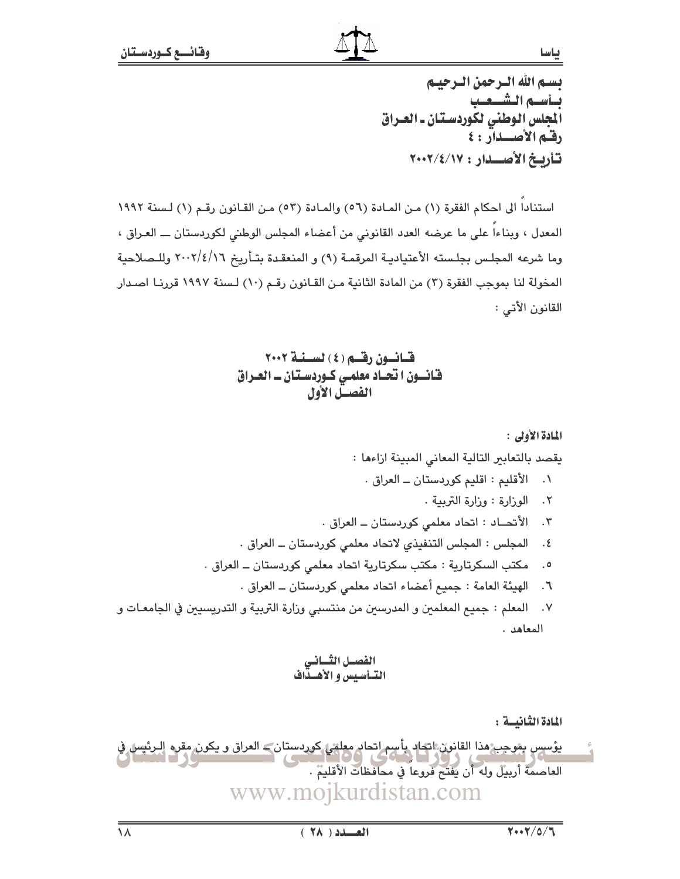بسم الله الرحمن الرحيم
بأسم الشعب
المجلس الوطني لكوردستان ـ العراق
رقم الأصدار : ٤
تأريخ الأصدار : ٢٠٠٢/٤/١٧

استناداً الى احكام الفقرة (١) من المادة (٥٦) والمادة (٥٣) من القانون رقم (١) لسنة ١٩٩٢ المعدل ، وبناءاً على ما عرضه العدد القانوني من أعضاء المجلس الوطني لكوردستان ـــ العراق ، وما شرعه المجلس بجلسته الأعتيادية المرقمة (٩) و المنعقدة بتأريخ ٢٠٠٢/٤/١٦ وللصلاحية المخولة لنا بموجب الفقرة (٣) من المادة الثانية من القانون رقم (١٠) لسنة ١٩٩٧ قررنا اصدار القانون الأتي :

## قانون رقم (٤) لسنة ٢٠٠٢
## قانون اتحاد معلمي كوردستان ــ العراق
## الفصل الأول

**المادة الأولى :**

يقصد بالتعابير التالية المعاني المبينة ازاءها :

١. الأقليم : اقليم كوردستان ــ العراق .
٢. الوزارة : وزارة التربية .
٣. الأتحاد : اتحاد معلمي كوردستان ــ العراق .
٤. المجلس : المجلس التنفيذي لاتحاد معلمي كوردستان ــ العراق .
٥. مكتب السكرتارية : مكتب سكرتارية اتحاد معلمي كوردستان ــ العراق .
٦. الهيئة العامة : جميع أعضاء اتحاد معلمي كوردستان ــ العراق .
٧. المعلم : جميع المعلمين و المدرسين من منتسبي وزارة التربية و التدريسيين في الجامعات و المعاهد .

## الفصل الثاني
## التأسيس و الأهداف

**المادة الثانية :**

يؤسس بموجب هذا القانون اتحاد بأسم اتحاد معلمي كوردستان ــ العراق و يكون مقره الرئيس في العاصمة أربيل وله أن يفتح فروعاً في محافظات الأقليم .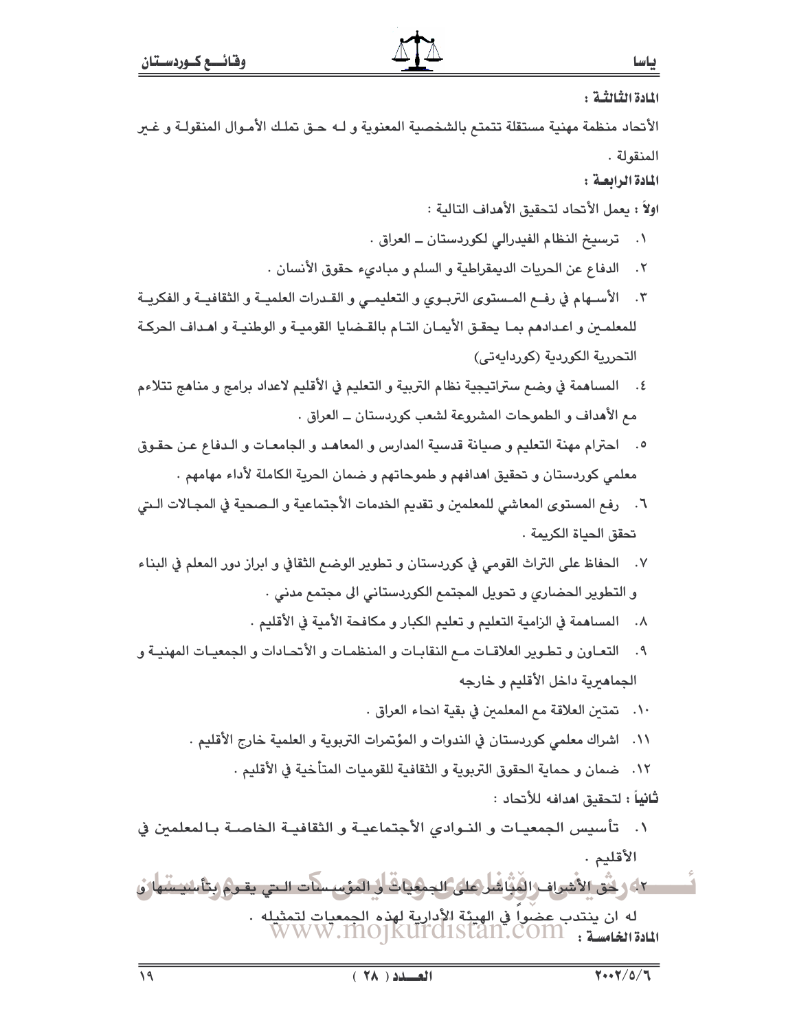**المادة الثالثة :**

الأتحاد منظمة مهنية مستقلة تتمتع بالشخصية المعنوية و لـه حـق تملك الأمـوال المنقولـة و غـير المنقولة .

**المادة الرابعة :**

**اولاً :** يعمل الأتحاد لتحقيق الأهداف التالية :

١. ترسيخ النظام الفيدرالي لكوردستان ــ العراق .
٢. الدفاع عن الحريات الديمقراطية و السلم و مباديء حقوق الأنسان .
٣. الأسـهام في رفـع المـستوى التربـوي و التعليمـي و القـدرات العلميـة و الثقافيـة و الفكريـة للمعلمـين و اعـدادهم بمـا يحقـق الأيمـان التـام بالقـضايا القوميـة و الوطنيـة و اهـداف الحركـة التحررية الكوردية (كوردايەتى)
٤. المساهمة في وضع ستراتيجية نظام التربية و التعليم في الأقليم لاعداد برامج و مناهج تتلاءم مع الأهداف و الطموحات المشروعة لشعب كوردستان ــ العراق .
٥. احترام مهنة التعليم و صيانة قدسية المدارس و المعاهـد و الجامعـات و الـدفاع عـن حقـوق معلمي كوردستان و تحقيق اهدافهم و طموحاتهم و ضمان الحرية الكاملة لأداء مهامهم .
٦. رفع المستوى المعاشي للمعلمين و تقديم الخدمات الأجتماعية و الـصحية في المجـالات الـتي تحقق الحياة الكريمة .
٧. الحفاظ على التراث القومي في كوردستان و تطوير الوضع الثقافي و ابراز دور المعلم في البناء و التطوير الحضاري و تحويل المجتمع الكوردستاني الى مجتمع مدني .
٨. المساهمة في الزامية التعليم و تعليم الكبار و مكافحة الأمية في الأقليم .
٩. التعـاون و تطـوير العلاقـات مـع النقابـات و المنظمـات و الأتحـادات و الجمعيـات المهنيـة و الجماهيرية داخل الأقليم و خارجه
١٠. تمتين العلاقة مع المعلمين في بقية انحاء العراق .
١١. اشراك معلمي كوردستان في الندوات و المؤتمرات التربوية و العلمية خارج الأقليم .
١٢. ضمان و حماية الحقوق التربوية و الثقافية للقوميات المتآخية في الأقليم .

**ثانياً :** لتحقيق اهدافه للأتحاد :

١. تـأسيس الجمعيـات و النـوادي الأجتماعيـة و الثقافيـة الخاصـة بـالمعلمين في الأقليم .
٢. حق الأشراف المباشر على الجمعيات و المؤسسات التي يقـوم بتأسيسها و له ان ينتدب عضواً في الهيئة الأدارية لهذه الجمعيات لتمثيله .

**المادة الخامسة :**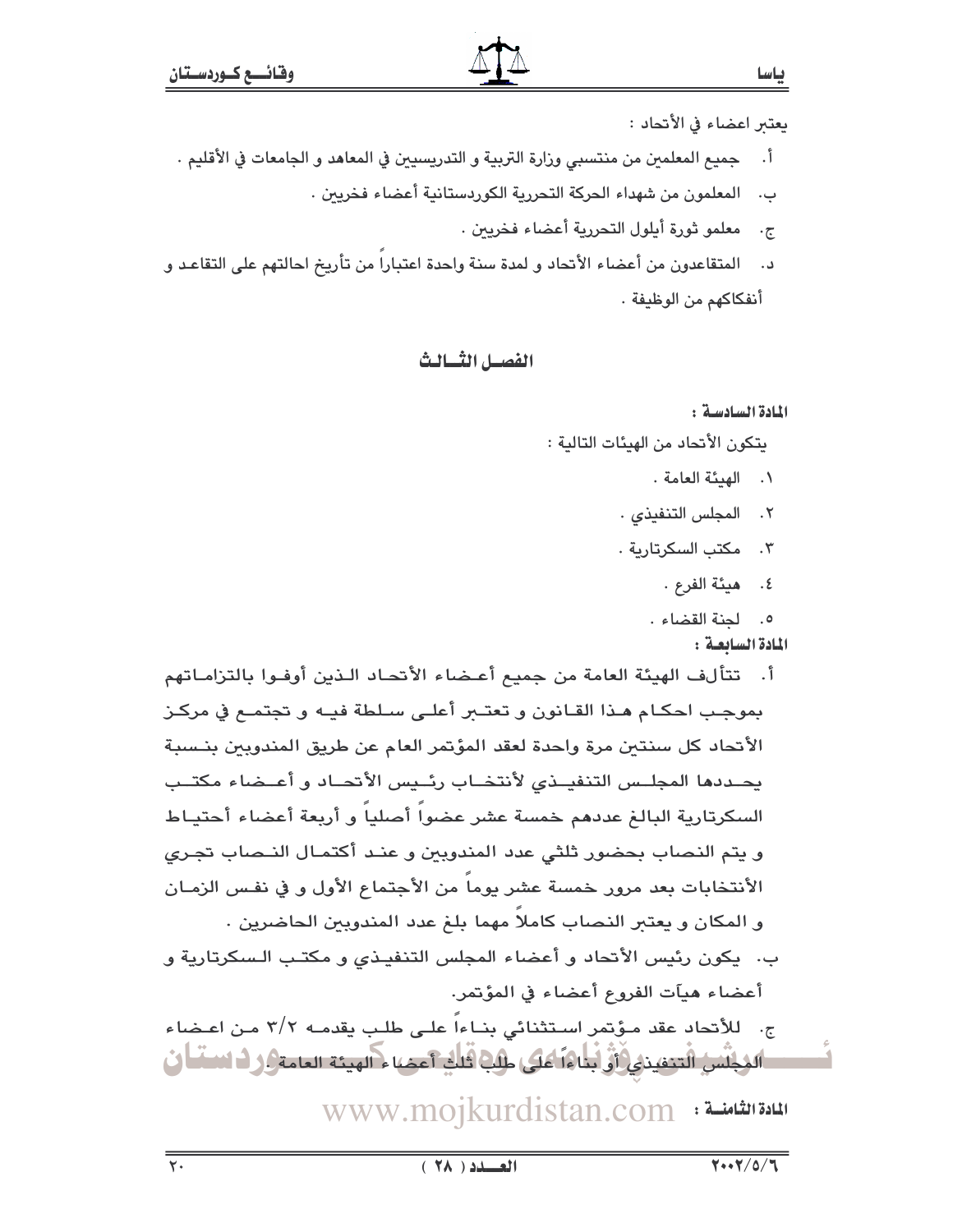يعتبر اعضاء في الأتحاد :

أ. جميع المعلمين من منتسبي وزارة التربية و التدريسيين في المعاهد و الجامعات في الأقليم .

ب. المعلمون من شهداء الحركة التحررية الكوردستانية أعضاء فخريين .

ج. معلمو ثورة أيلول التحررية أعضاء فخريين .

د. المتقاعدون من أعضاء الأتحاد و لمدة سنة واحدة اعتباراً من تأريخ احالتهم على التقاعد و أنفكاكهم من الوظيفة .

## الفصل الثالث

**المادة السادسة :**

يتكون الأتحاد من الهيئات التالية :

١. الهيئة العامة .

٢. المجلس التنفيذي .

٣. مكتب السكرتارية .

٤. هيئة الفرع .

٥. لجنة القضاء .

**المادة السابعة :**

أ. تتألف الهيئة العامة من جميع أعضاء الأتحاد الذين أوفوا بالتزاماتهم بموجب احكام هذا القانون و تعتبر أعلى سلطة فيه و تجتمع في مركز الأتحاد كل سنتين مرة واحدة لعقد المؤتمر العام عن طريق المندوبين بنسبة يحددها المجلس التنفيذي لأنتخاب رئيس الأتحاد و أعضاء مكتب السكرتارية البالغ عددهم خمسة عشر عضواً أصلياً و أربعة أعضاء أحتياط و يتم النصاب بحضور ثلثي عدد المندوبين و عند أكتمال النصاب تجري الأنتخابات بعد مرور خمسة عشر يوماً من الأجتماع الأول و في نفس الزمان و المكان و يعتبر النصاب كاملاً مهما بلغ عدد المندوبين الحاضرين .

ب. يكون رئيس الأتحاد و أعضاء المجلس التنفيذي و مكتب السكرتارية و أعضاء هيآت الفروع أعضاء في المؤتمر.

ج. للأتحاد عقد مؤتمر استثنائي بناءاً على طلب يقدمه ٣/٢ من اعضاء المجلس التنفيذي أو بناءاً على طلب ثلث أعضاء الهيئة العامة .

**المادة الثامنة :**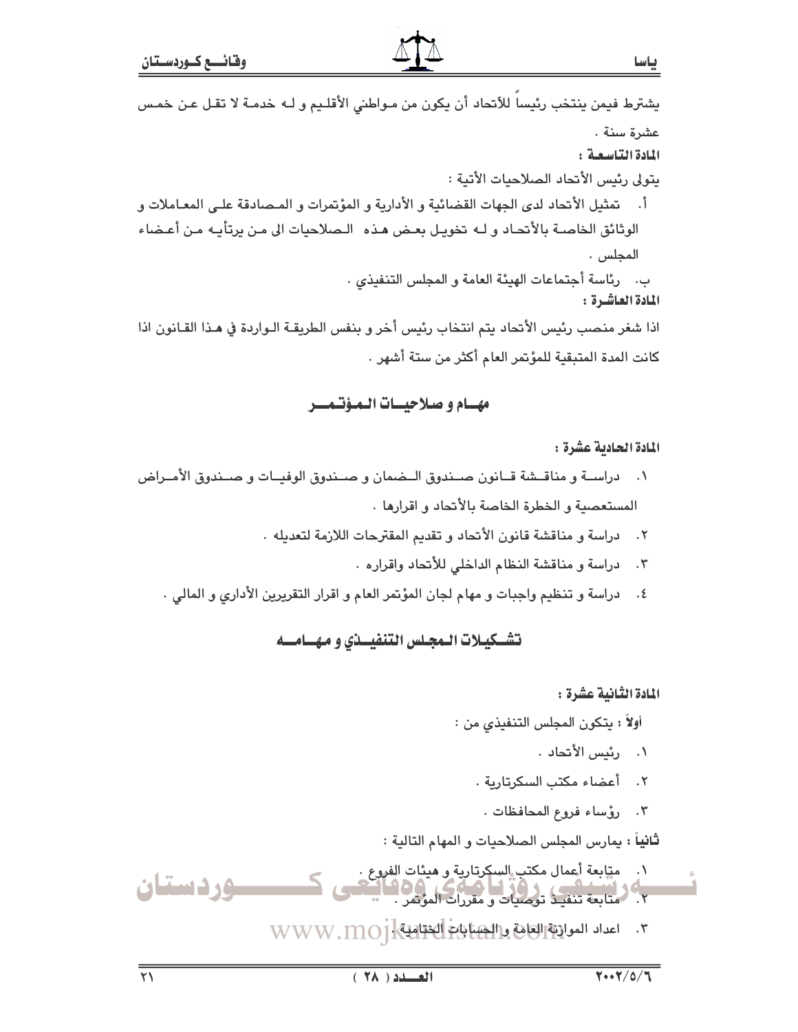يشترط فيمن ينتخب رئيساً للأتحاد أن يكون من مواطني الأقليم و له خدمة لا تقل عن خمس عشرة سنة .

**المادة التاسعة :**

يتولى رئيس الأتحاد الصلاحيات الأتية :

أ. تمثيل الأتحاد لدى الجهات القضائية و الأدارية و المؤتمرات و المصادقة على المعاملات و الوثائق الخاصة بالأتحاد و له تخويل بعض هذه الصلاحيات الى من يرتأيه من أعضاء المجلس .

ب. رئاسة أجتماعات الهيئة العامة و المجلس التنفيذي .

**المادة العاشرة :**

اذا شغر منصب رئيس الأتحاد يتم انتخاب رئيس أخر و بنفس الطريقة الواردة في هذا القانون اذا كانت المدة المتبقية للمؤتمر العام أكثر من ستة أشهر .

## مهام و صلاحيات المؤتمر

**المادة الحادية عشرة :**

١. دراسة و مناقشة قانون صندوق الضمان و صندوق الوفيات و صندوق الأمراض المستعصية و الخطرة الخاصة بالأتحاد و اقرارها .
٢. دراسة و مناقشة قانون الأتحاد و تقديم المقترحات اللازمة لتعديله .
٣. دراسة و مناقشة النظام الداخلي للأتحاد واقراره .
٤. دراسة و تنظيم واجبات و مهام لجان المؤتمر العام و اقرار التقريرين الأداري و المالي .

## تشكيلات المجلس التنفيذي و مهامه

**المادة الثانية عشرة :**

**أولاً :** يتكون المجلس التنفيذي من :

١. رئيس الأتحاد .
٢. أعضاء مكتب السكرتارية .
٣. رؤساء فروع المحافظات .

**ثانياً :** يمارس المجلس الصلاحيات و المهام التالية :

١. متابعة أعمال مكتب السكرتارية و هيئات الفروع .
٢. متابعة تنفيذ توصيات و مقررات المؤتمر .
٣. اعداد الموازنة العامة و الحسابات الختامية .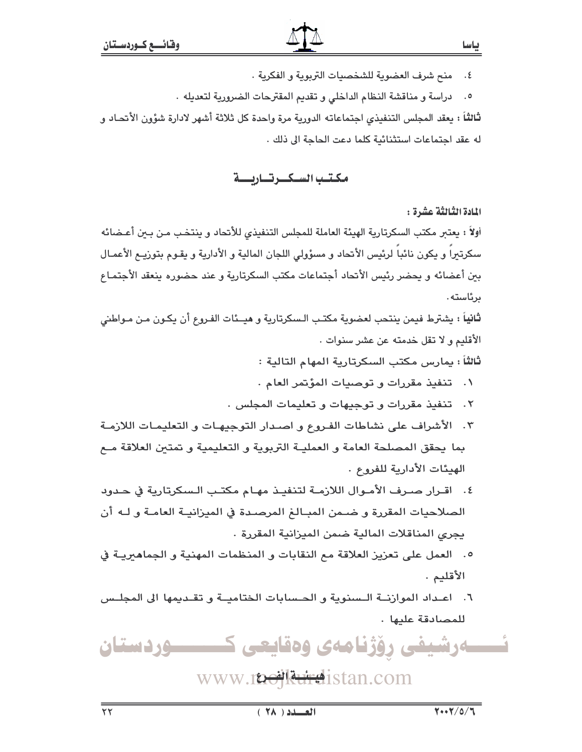٤. منح شرف العضوية للشخصيات التربوية و الفكرية .

٥. دراسة و مناقشة النظام الداخلي و تقديم المقترحات الضرورية لتعديله .

**ثالثاً** : يعقد المجلس التنفيذي اجتماعاته الدورية مرة واحدة كل ثلاثة أشهر لادارة شؤون الأتحاد و له عقد اجتماعات استثنائية كلما دعت الحاجة الى ذلك .

## مكتب السكرتارية

**المادة الثالثة عشرة :**

**أولاً** : يعتبر مكتب السكرتارية الهيئة العاملة للمجلس التنفيذي للأتحاد و ينتخب من بين أعضائه سكرتيراً و يكون نائباً لرئيس الأتحاد و مسؤولي اللجان المالية و الأدارية و يقوم بتوزيع الأعمال بين أعضائه و يحضر رئيس الأتحاد أجتماعات مكتب السكرتارية و عند حضوره ينعقد الأجتماع برئاسته.

**ثانياً** : يشترط فيمن ينتحب لعضوية مكتب السكرتارية و هيئات الفروع أن يكون من مواطني الأقليم و لا تقل خدمته عن عشر سنوات .

**ثالثاً** : يمارس مكتب السكرتارية المهام التالية :

١. تنفيذ مقررات و توصيات المؤتمر العام .

٢. تنفيذ مقررات و توجيهات و تعليمات المجلس .

٣. الأشراف على نشاطات الفروع و اصدار التوجيهات و التعليمات اللازمة بما يحقق المصلحة العامة و العملية التربوية و التعليمية و تمتين العلاقة مع الهيئات الأدارية للفروع .

٤. اقرار صرف الأموال اللازمة لتنفيذ مهام مكتب السكرتارية في حدود الصلاحيات المقررة و ضمن المبالغ المرصدة في الميزانية العامة و له أن يجري المناقلات المالية ضمن الميزانية المقررة .

٥. العمل على تعزيز العلاقة مع النقابات و المنظمات المهنية و الجماهيرية في الأقليم .

٦. اعداد الموازنة السنوية و الحسابات الختامية و تقديمها الى المجلس للمصادقة عليها .

## هيئة الفرع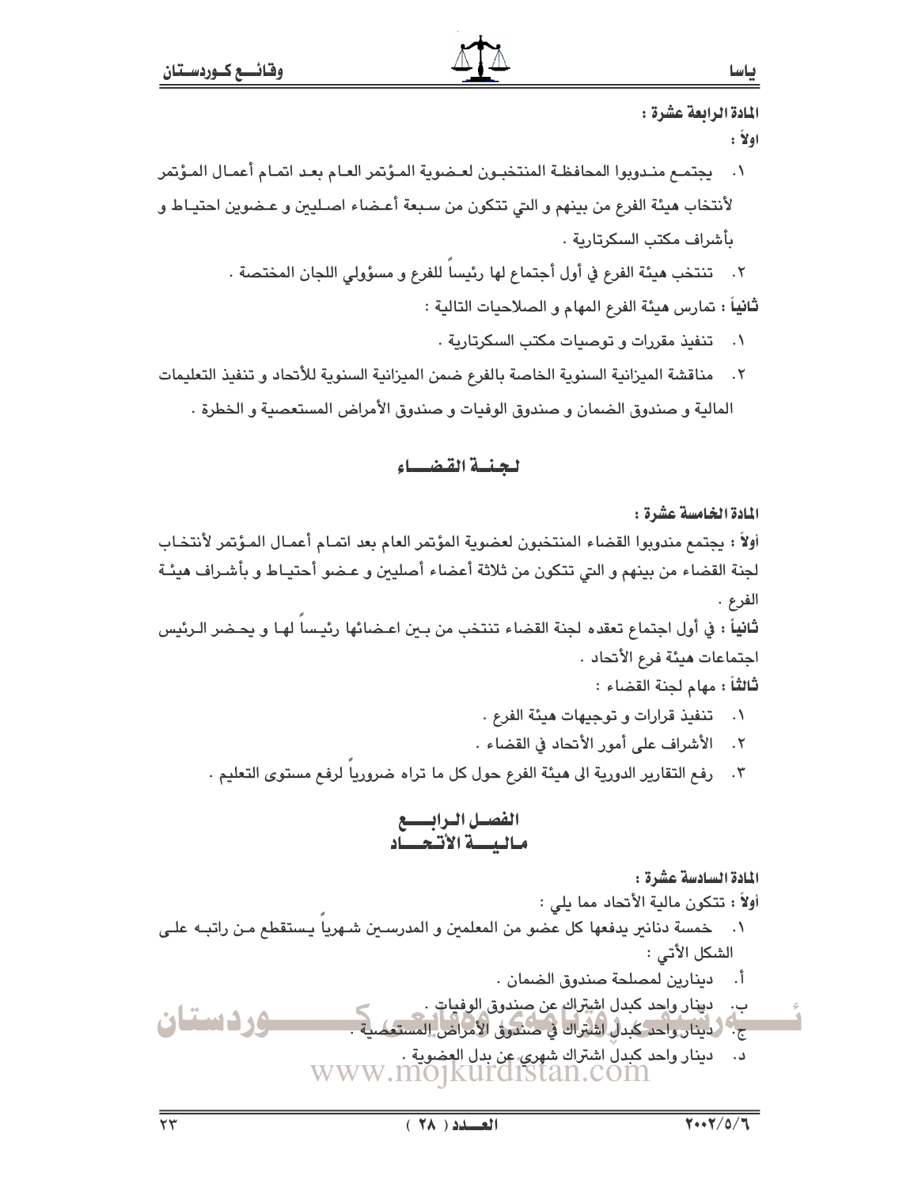**المادة الرابعة عشرة :**

**اولاً :**

١. يجتمع مندوبوا المحافظة المنتخبون لعضوية المؤتمر العام بعد اتمام أعمال المؤتمر لأنتخاب هيئة الفرع من بينهم و التي تتكون من سبعة أعضاء اصليين و عضوين احتياط و بأشراف مكتب السكرتارية .

٢. تنتخب هيئة الفرع في أول أجتماع لها رئيساً للفرع و مسؤولي اللجان المختصة .

**ثانياً :** تمارس هيئة الفرع المهام و الصلاحيات التالية :

١. تنفيذ مقررات و توصيات مكتب السكرتارية .

٢. مناقشة الميزانية السنوية الخاصة بالفرع ضمن الميزانية السنوية للأتحاد و تنفيذ التعليمات المالية و صندوق الضمان و صندوق الوفيات و صندوق الأمراض المستعصية و الخطرة .

## لجنة القضاء

**المادة الخامسة عشرة :**

**أولاً :** يجتمع مندوبوا القضاء المنتخبون لعضوية المؤتمر العام بعد اتمام أعمال المؤتمر لأنتخاب لجنة القضاء من بينهم و التي تتكون من ثلاثة أعضاء أصليين و عضو أحتياط و بأشراف هيئة الفرع .

**ثانياً :** في أول اجتماع تعقده لجنة القضاء تنتخب من بين اعضائها رئيساً لها و يحضر الرئيس اجتماعات هيئة فرع الأتحاد .

**ثالثاً :** مهام لجنة القضاء :

١. تنفيذ قرارات و توجيهات هيئة الفرع .

٢. الأشراف على أمور الأتحاد في القضاء .

٣. رفع التقارير الدورية الى هيئة الفرع حول كل ما تراه ضرورياً لرفع مستوى التعليم .

## الفصل الرابع
## مالية الأتحاد

**المادة السادسة عشرة :**

**أولاً :** تتكون مالية الأتحاد مما يلي :

١. خمسة دنانير يدفعها كل عضو من المعلمين و المدرسين شهرياً يستقطع من راتبه على الشكل الأتي :

أ. دينارين لمصلحة صندوق الضمان .

ب. دينار واحد كبدل اشتراك عن صندوق الوفيات .

ج. دينار واحد كبدل اشتراك في صندوق الأمراض المستعصية .

د. دينار واحد كبدل اشتراك شهري عن بدل العضوية .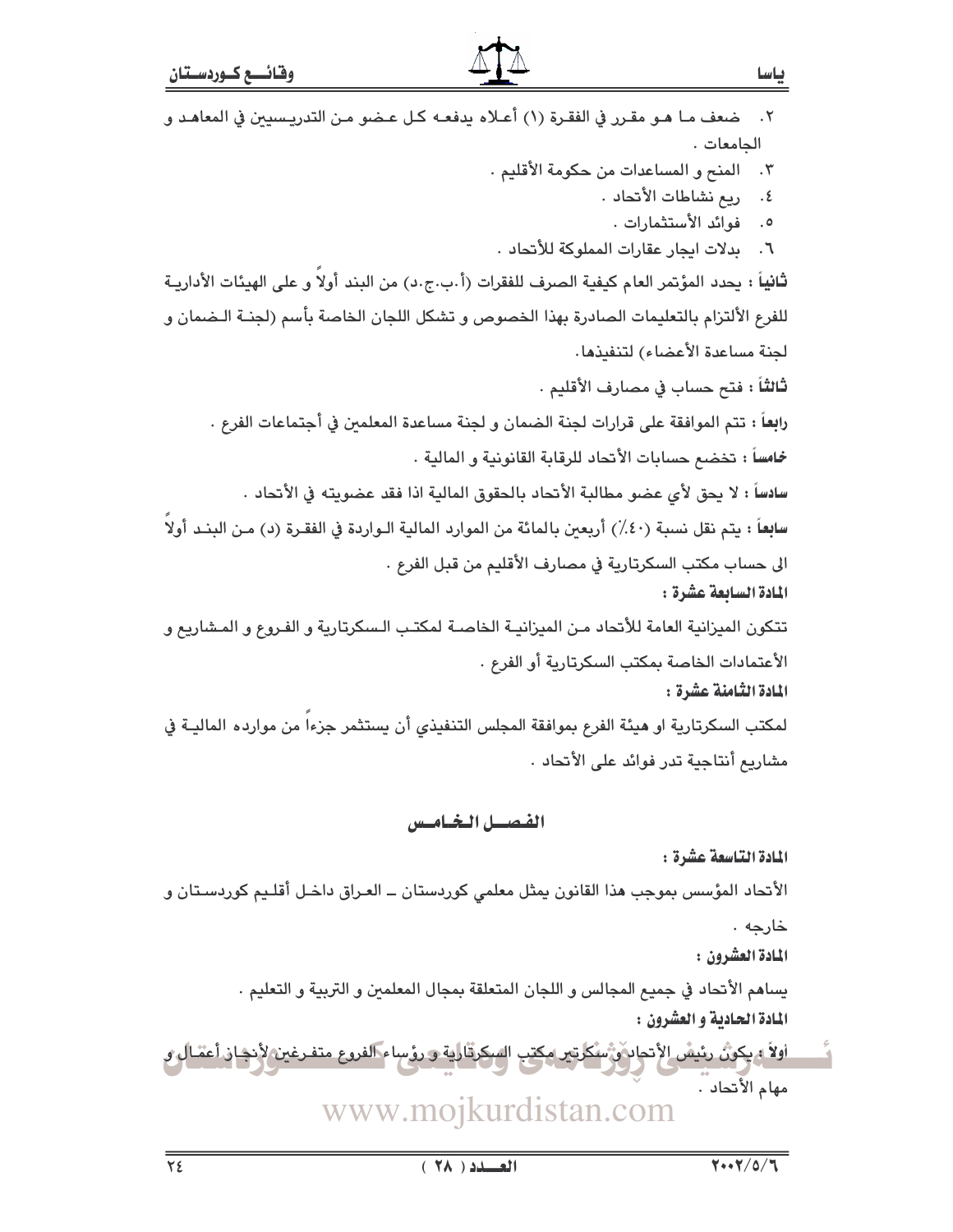٢. ضعف ما هو مقرر في الفقرة (١) أعلاه يدفعه كل عضو من التدريسيين في المعاهد و الجامعات .
٣. المنح و المساعدات من حكومة الأقليم .
٤. ريع نشاطات الأتحاد .
٥. فوائد الأستثمارات .
٦. بدلات ايجار عقارات المملوكة للأتحاد .

**ثانياً** : يحدد المؤتمر العام كيفية الصرف للفقرات (أ.ب.ج.د) من البند أولاً و على الهيئات الأدارية للفرع الألتزام بالتعليمات الصادرة بهذا الخصوص و تشكل اللجان الخاصة بأسم (لجنة الضمان و لجنة مساعدة الأعضاء) لتنفيذها.

**ثالثاً** : فتح حساب في مصارف الأقليم .

**رابعاً** : تتم الموافقة على قرارات لجنة الضمان و لجنة مساعدة المعلمين في أجتماعات الفرع .

**خامساً** : تخضع حسابات الأتحاد للرقابة القانونية و المالية .

**سادساً** : لا يحق لأي عضو مطالبة الأتحاد بالحقوق المالية اذا فقد عضويته في الأتحاد .

**سابعاً** : يتم نقل نسبة (٤٠٪) أربعين بالمائة من الموارد المالية الواردة في الفقرة (د) من البند أولاً الى حساب مكتب السكرتارية في مصارف الأقليم من قبل الفرع .

**المادة السابعة عشرة :**

تتكون الميزانية العامة للأتحاد من الميزانية الخاصة لمكتب السكرتارية و الفروع و المشاريع و الأعتمادات الخاصة بمكتب السكرتارية أو الفرع .

**المادة الثامنة عشرة :**

لمكتب السكرتارية او هيئة الفرع بموافقة المجلس التنفيذي أن يستثمر جزءاً من موارده المالية في مشاريع أنتاجية تدر فوائد على الأتحاد .

## الفصل الخامس

**المادة التاسعة عشرة :**

الأتحاد المؤسس بموجب هذا القانون يمثل معلمي كوردستان ــ العراق داخل أقليم كوردستان و خارجه .

**المادة العشرون :**

يساهم الأتحاد في جميع المجالس و اللجان المتعلقة بمجال المعلمين و التربية و التعليم .

**المادة الحادية و العشرون :**

**أولاً** : يكون رئيس الأتحاد و سكرتير مكتب السكرتارية و رؤساء الفروع متفرغين لأنجاز أعمال و مهام الأتحاد .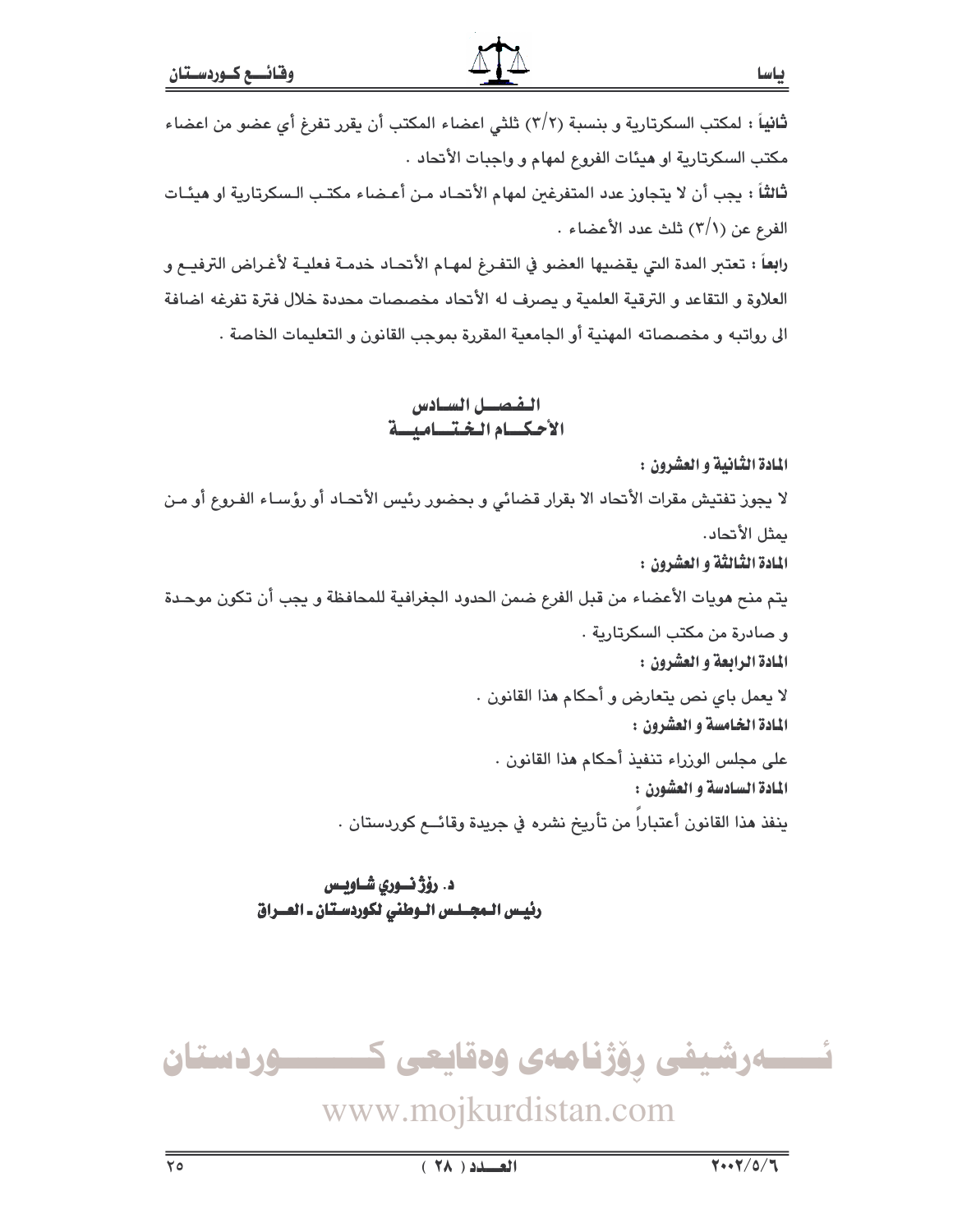**ثانياً** : لمكتب السكرتارية و بنسبة (٣/٢) ثلثي اعضاء المكتب أن يقرر تفرغ أي عضو من اعضاء مكتب السكرتارية او هيئات الفروع لمهام و واجبات الأتحاد .

**ثالثاً** : يجب أن لا يتجاوز عدد المتفرغين لمهام الأتحاد من أعضاء مكتب السكرتارية او هيئات الفرع عن (٣/١) ثلث عدد الأعضاء .

**رابعاً** : تعتبر المدة التي يقضيها العضو في التفرغ لمهام الأتحاد خدمة فعلية لأغراض الترفيع و العلاوة و التقاعد و الترقية العلمية و يصرف له الأتحاد مخصصات محددة خلال فترة تفرغه اضافة الى رواتبه و مخصصاته المهنية أو الجامعية المقررة بموجب القانون و التعليمات الخاصة .

## الفصل السادس
## الأحكام الختامية

**المادة الثانية و العشرون :**

لا يجوز تفتيش مقرات الأتحاد الا بقرار قضائي و بحضور رئيس الأتحاد أو رؤساء الفروع أو من يمثل الأتحاد.

**المادة الثالثة و العشرون :**

يتم منح هويات الأعضاء من قبل الفرع ضمن الحدود الجغرافية للمحافظة و يجب أن تكون موحدة و صادرة من مكتب السكرتارية .

**المادة الرابعة و العشرون :**

لا يعمل باي نص يتعارض و أحكام هذا القانون .

**المادة الخامسة و العشرون :**

على مجلس الوزراء تنفيذ أحكام هذا القانون .

**المادة السادسة و العشورن :**

ينفذ هذا القانون أعتباراً من تأريخ نشره في جريدة وقائع كوردستان .

**د. رۆژ نوري شاويس**
**رئيس المجلس الوطني لكوردستان ـ العراق**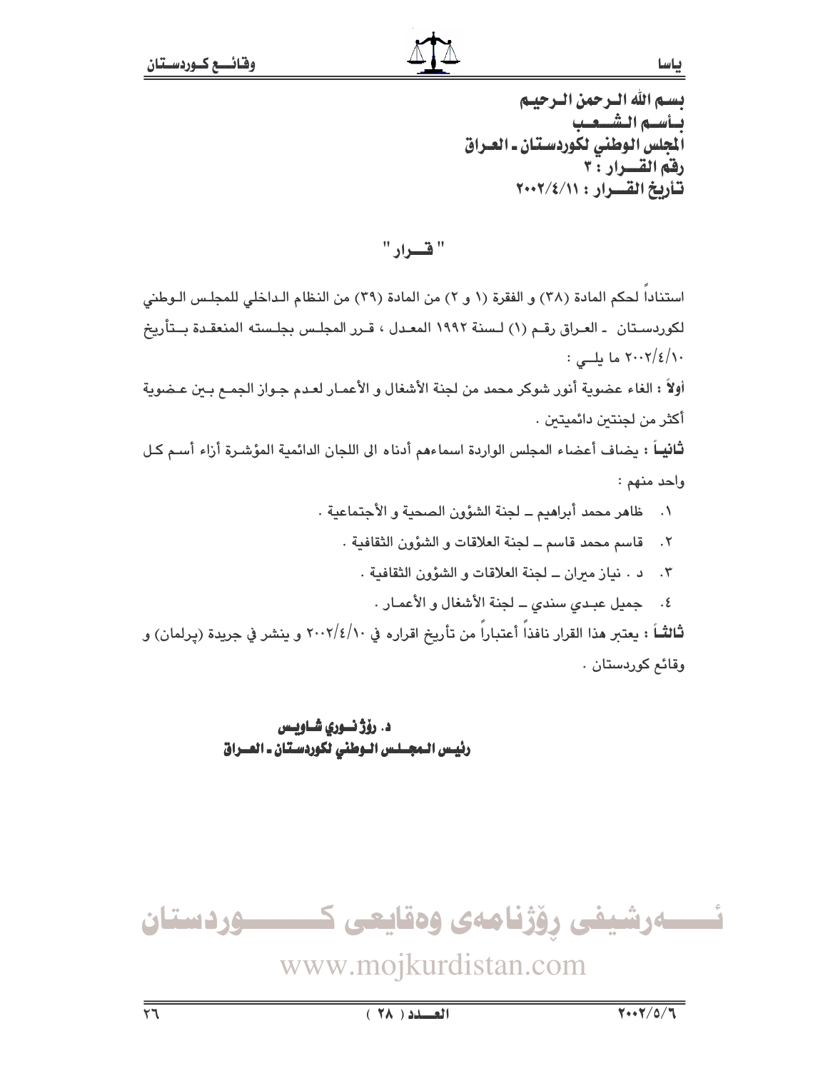بسم الله الرحمن الرحيم
بأسم الشعب
المجلس الوطني لكوردستان ـ العراق
رقم القرار : ٣
تأريخ القرار : ٢٠٠٢/٤/١١

## " قرار "

استناداً لحكم المادة (٣٨) و الفقرة (١ و ٢) من المادة (٣٩) من النظام الداخلي للمجلس الوطني لكوردستان ـ العراق رقم (١) لسنة ١٩٩٢ المعدل ، قرر المجلس بجلسته المنعقدة بتأريخ ٢٠٠٢/٤/١٠ ما يلي :

**أولاً :** الغاء عضوية أنور شوكر محمد من لجنة الأشغال و الأعمار لعدم جواز الجمع بين عضوية أكثر من لجنتين دائميتين .

**ثانياً :** يضاف أعضاء المجلس الواردة اسماءهم أدناه الى اللجان الدائمية المؤشرة أزاء أسم كل واحد منهم :

١. ظاهر محمد أبراهيم ـ لجنة الشؤون الصحية و الأجتماعية .
٢. قاسم محمد قاسم ـ لجنة العلاقات و الشؤون الثقافية .
٣. د . نياز ميران ـ لجنة العلاقات و الشؤون الثقافية .
٤. جميل عبدي سندي ـ لجنة الأشغال و الأعمار .

**ثالثاً :** يعتبر هذا القرار نافذاً أعتباراً من تأريخ اقراره في ٢٠٠٢/٤/١٠ و ينشر في جريدة (پرلمان) و وقائع كوردستان .

**د. رۆژ نوري شاويس**
**رئيس المجلس الوطني لكوردستان ـ العراق**